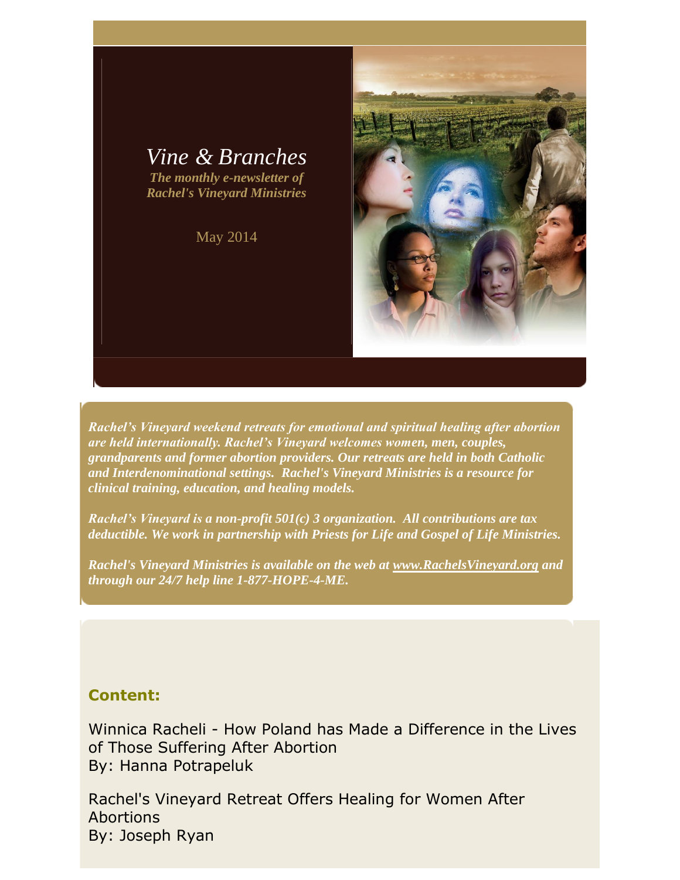# *Vine & Branches*

***The monthly e-newsletter of Rachel's Vineyard Ministries***

May 2014

***Rachel's Vineyard weekend retreats for emotional and spiritual healing after abortion are held internationally. Rachel's Vineyard welcomes women, men, couples, grandparents and former abortion providers. Our retreats are held in both Catholic and Interdenominational settings. Rachel's Vineyard Ministries is a resource for clinical training, education, and healing models.***

***Rachel's Vineyard is a non-profit 501(c) 3 organization. All contributions are tax deductible. We work in partnership with Priests for Life and Gospel of Life Ministries.***

***Rachel's Vineyard Ministries is available on the web at www.RachelsVineyard.org and through our 24/7 help line 1-877-HOPE-4-ME.***

**Content:**

Winnica Racheli - How Poland has Made a Difference in the Lives of Those Suffering After Abortion
By: Hanna Potrapeluk

Rachel's Vineyard Retreat Offers Healing for Women After Abortions
By: Joseph Ryan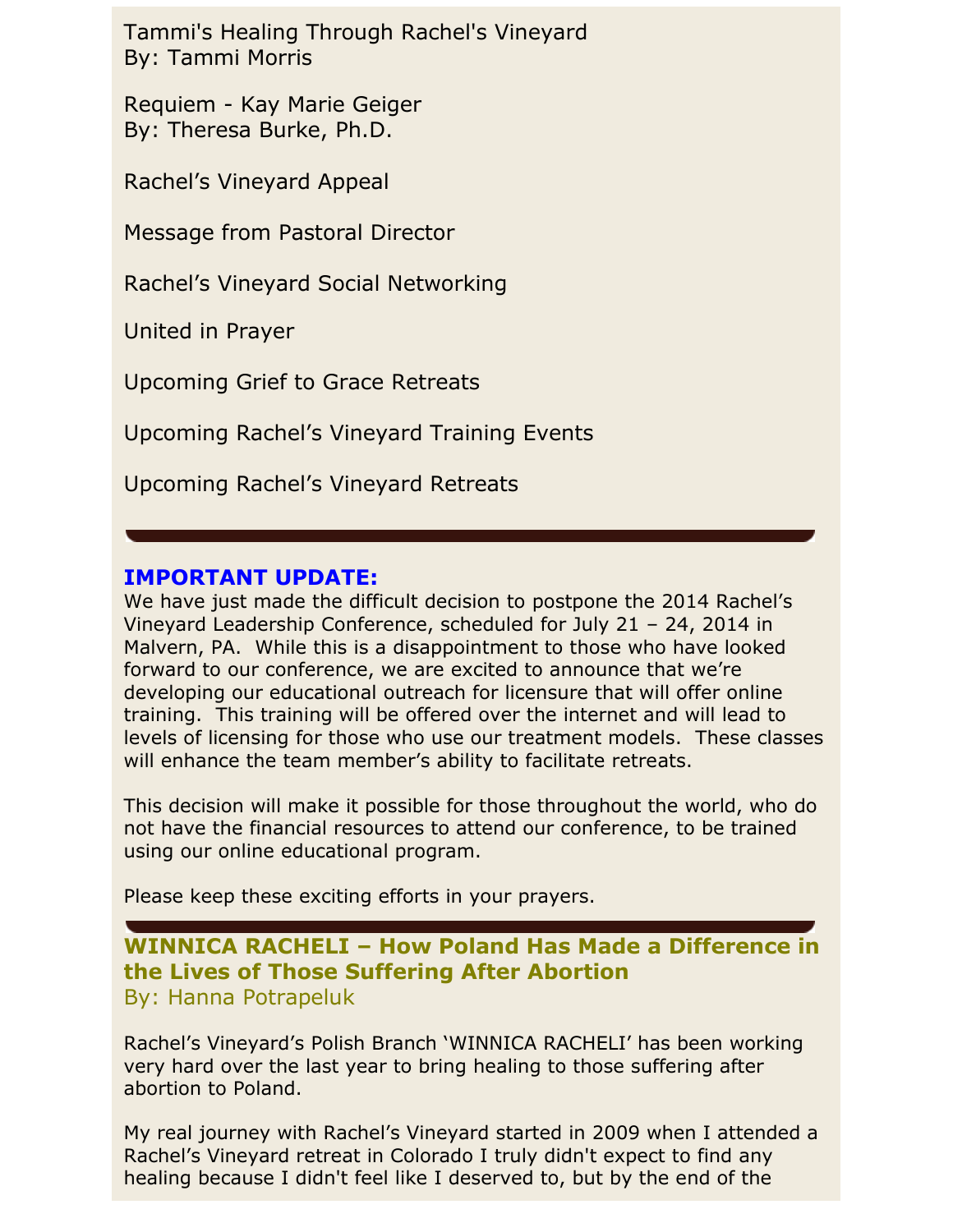Tammi's Healing Through Rachel's Vineyard
By: Tammi Morris

Requiem - Kay Marie Geiger
By: Theresa Burke, Ph.D.

Rachel's Vineyard Appeal

Message from Pastoral Director

Rachel's Vineyard Social Networking

United in Prayer

Upcoming Grief to Grace Retreats

Upcoming Rachel's Vineyard Training Events

Upcoming Rachel's Vineyard Retreats

---

**IMPORTANT UPDATE:**

We have just made the difficult decision to postpone the 2014 Rachel's Vineyard Leadership Conference, scheduled for July 21 – 24, 2014 in Malvern, PA. While this is a disappointment to those who have looked forward to our conference, we are excited to announce that we're developing our educational outreach for licensure that will offer online training. This training will be offered over the internet and will lead to levels of licensing for those who use our treatment models. These classes will enhance the team member's ability to facilitate retreats.

This decision will make it possible for those throughout the world, who do not have the financial resources to attend our conference, to be trained using our online educational program.

Please keep these exciting efforts in your prayers.

---

## WINNICA RACHELI – How Poland Has Made a Difference in the Lives of Those Suffering After Abortion

By: Hanna Potrapeluk

Rachel's Vineyard's Polish Branch 'WINNICA RACHELI' has been working very hard over the last year to bring healing to those suffering after abortion to Poland.

My real journey with Rachel's Vineyard started in 2009 when I attended a Rachel's Vineyard retreat in Colorado I truly didn't expect to find any healing because I didn't feel like I deserved to, but by the end of the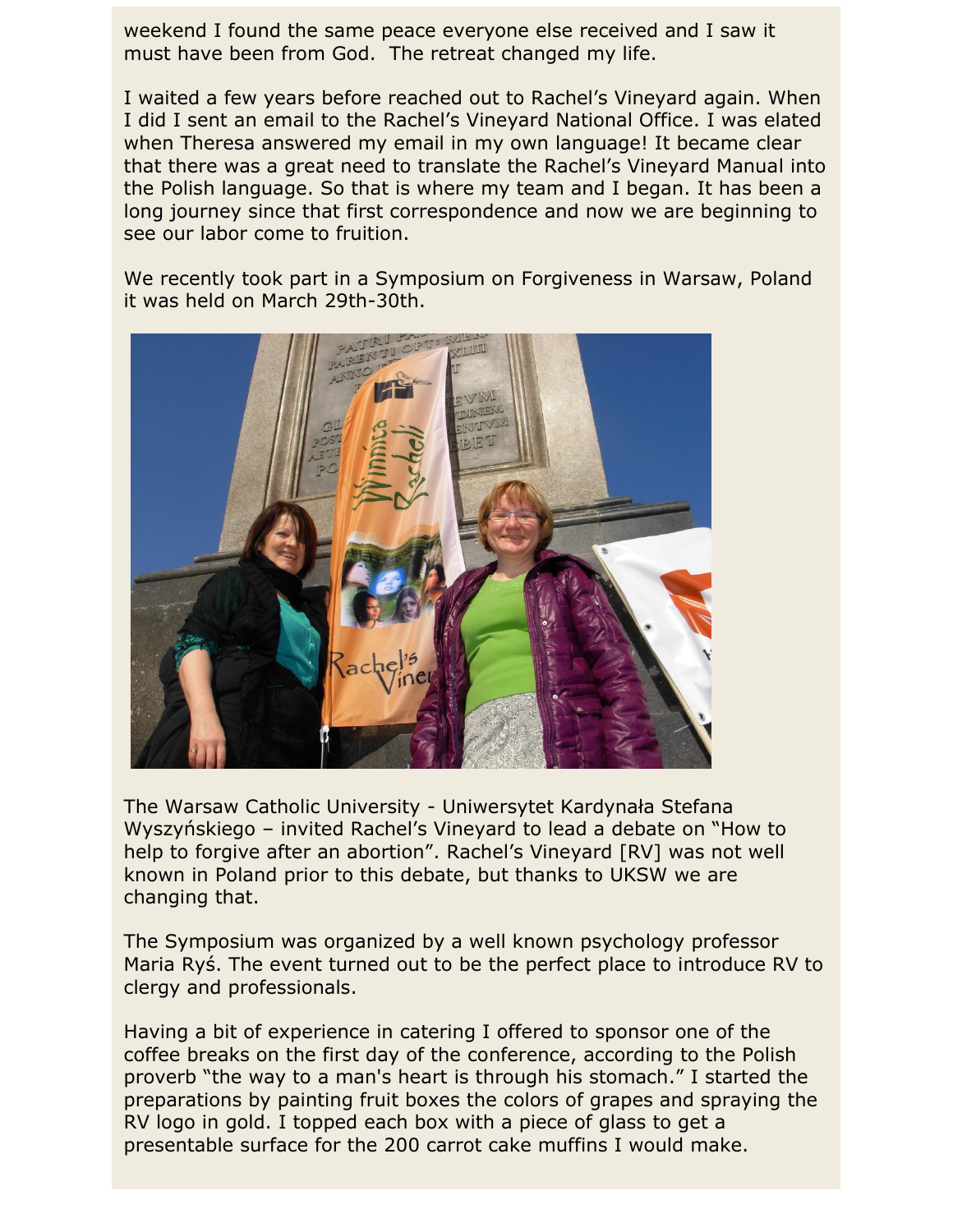weekend I found the same peace everyone else received and I saw it must have been from God.  The retreat changed my life.

I waited a few years before reached out to Rachel's Vineyard again. When I did I sent an email to the Rachel's Vineyard National Office. I was elated when Theresa answered my email in my own language! It became clear that there was a great need to translate the Rachel's Vineyard Manual into the Polish language. So that is where my team and I began. It has been a long journey since that first correspondence and now we are beginning to see our labor come to fruition.

We recently took part in a Symposium on Forgiveness in Warsaw, Poland it was held on March 29th-30th.

The Warsaw Catholic University - Uniwersytet Kardynała Stefana Wyszyńskiego – invited Rachel's Vineyard to lead a debate on "How to help to forgive after an abortion". Rachel's Vineyard [RV] was not well known in Poland prior to this debate, but thanks to UKSW we are changing that.

The Symposium was organized by a well known psychology professor Maria Ryś. The event turned out to be the perfect place to introduce RV to clergy and professionals.

Having a bit of experience in catering I offered to sponsor one of the coffee breaks on the first day of the conference, according to the Polish proverb "the way to a man's heart is through his stomach." I started the preparations by painting fruit boxes the colors of grapes and spraying the RV logo in gold. I topped each box with a piece of glass to get a presentable surface for the 200 carrot cake muffins I would make.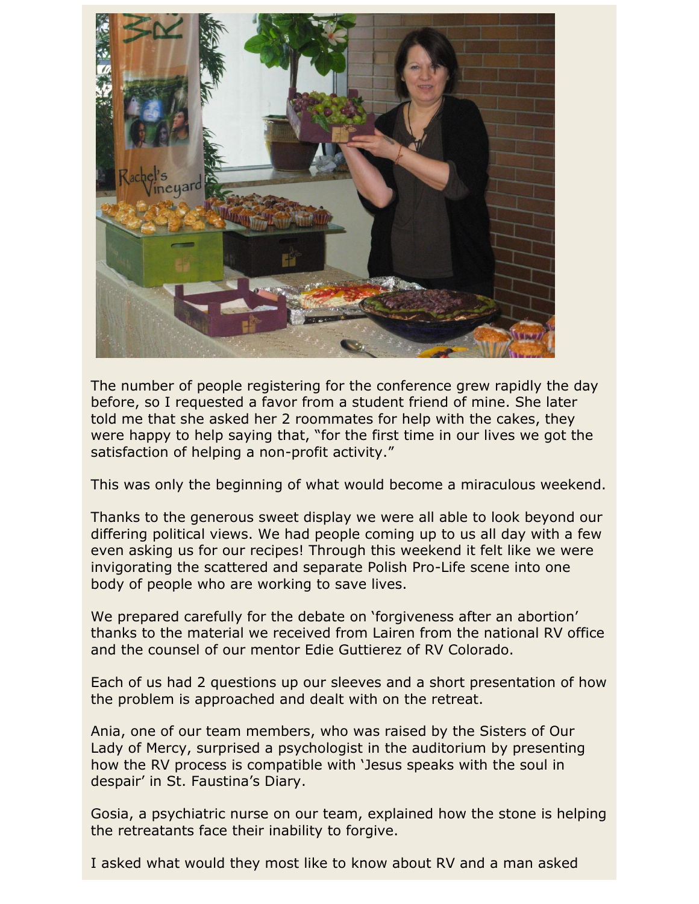The number of people registering for the conference grew rapidly the day before, so I requested a favor from a student friend of mine. She later told me that she asked her 2 roommates for help with the cakes, they were happy to help saying that, "for the first time in our lives we got the satisfaction of helping a non-profit activity."

This was only the beginning of what would become a miraculous weekend.

Thanks to the generous sweet display we were all able to look beyond our differing political views. We had people coming up to us all day with a few even asking us for our recipes! Through this weekend it felt like we were invigorating the scattered and separate Polish Pro-Life scene into one body of people who are working to save lives.

We prepared carefully for the debate on 'forgiveness after an abortion' thanks to the material we received from Lairen from the national RV office and the counsel of our mentor Edie Guttierez of RV Colorado.

Each of us had 2 questions up our sleeves and a short presentation of how the problem is approached and dealt with on the retreat.

Ania, one of our team members, who was raised by the Sisters of Our Lady of Mercy, surprised a psychologist in the auditorium by presenting how the RV process is compatible with 'Jesus speaks with the soul in despair' in St. Faustina's Diary.

Gosia, a psychiatric nurse on our team, explained how the stone is helping the retreatants face their inability to forgive.

I asked what would they most like to know about RV and a man asked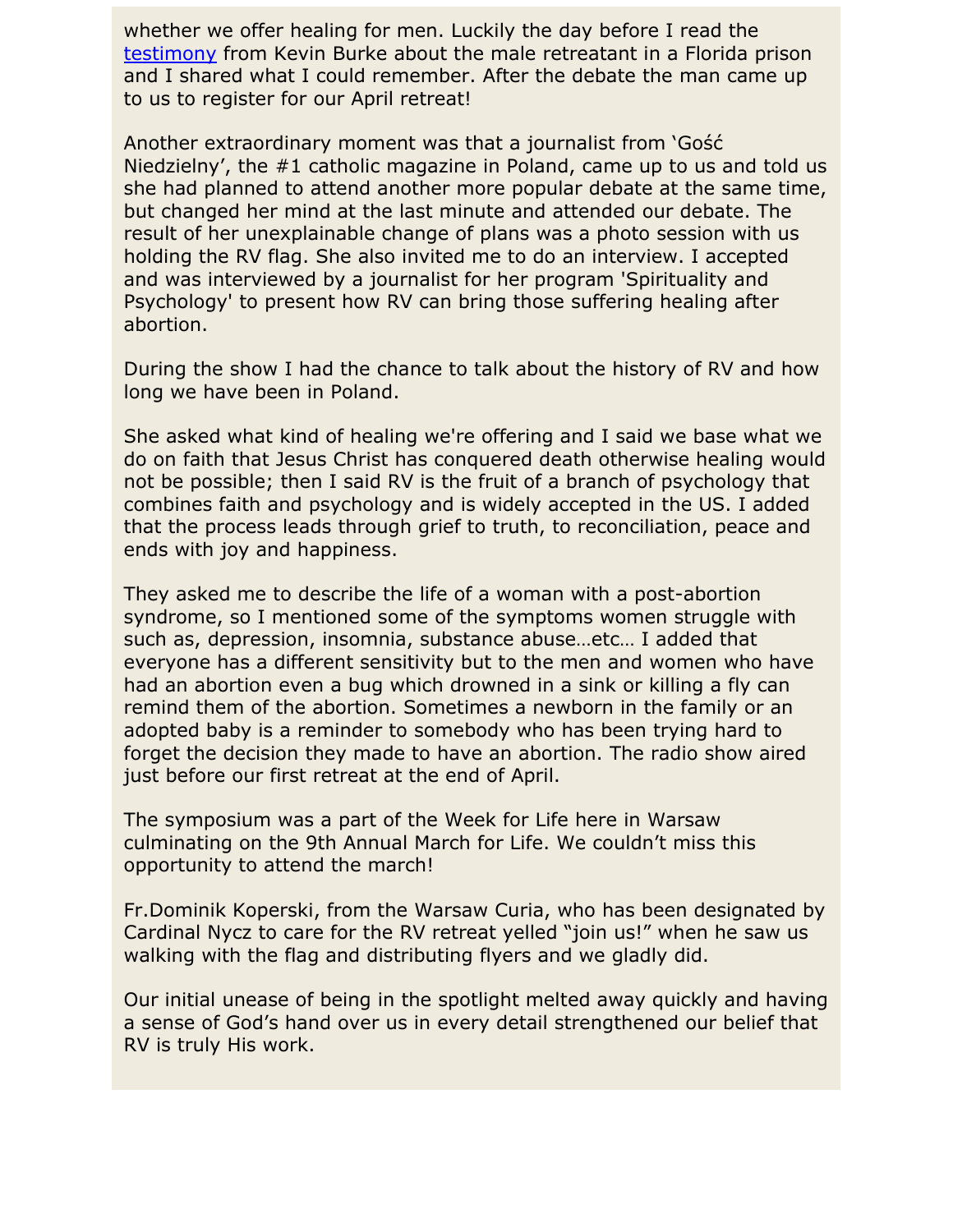whether we offer healing for men. Luckily the day before I read the testimony from Kevin Burke about the male retreatant in a Florida prison and I shared what I could remember. After the debate the man came up to us to register for our April retreat!

Another extraordinary moment was that a journalist from 'Gość Niedzielny', the #1 catholic magazine in Poland, came up to us and told us she had planned to attend another more popular debate at the same time, but changed her mind at the last minute and attended our debate. The result of her unexplainable change of plans was a photo session with us holding the RV flag. She also invited me to do an interview. I accepted and was interviewed by a journalist for her program 'Spirituality and Psychology' to present how RV can bring those suffering healing after abortion.

During the show I had the chance to talk about the history of RV and how long we have been in Poland.

She asked what kind of healing we're offering and I said we base what we do on faith that Jesus Christ has conquered death otherwise healing would not be possible; then I said RV is the fruit of a branch of psychology that combines faith and psychology and is widely accepted in the US. I added that the process leads through grief to truth, to reconciliation, peace and ends with joy and happiness.

They asked me to describe the life of a woman with a post-abortion syndrome, so I mentioned some of the symptoms women struggle with such as, depression, insomnia, substance abuse…etc… I added that everyone has a different sensitivity but to the men and women who have had an abortion even a bug which drowned in a sink or killing a fly can remind them of the abortion. Sometimes a newborn in the family or an adopted baby is a reminder to somebody who has been trying hard to forget the decision they made to have an abortion. The radio show aired just before our first retreat at the end of April.

The symposium was a part of the Week for Life here in Warsaw culminating on the 9th Annual March for Life. We couldn't miss this opportunity to attend the march!

Fr.Dominik Koperski, from the Warsaw Curia, who has been designated by Cardinal Nycz to care for the RV retreat yelled "join us!" when he saw us walking with the flag and distributing flyers and we gladly did.

Our initial unease of being in the spotlight melted away quickly and having a sense of God's hand over us in every detail strengthened our belief that RV is truly His work.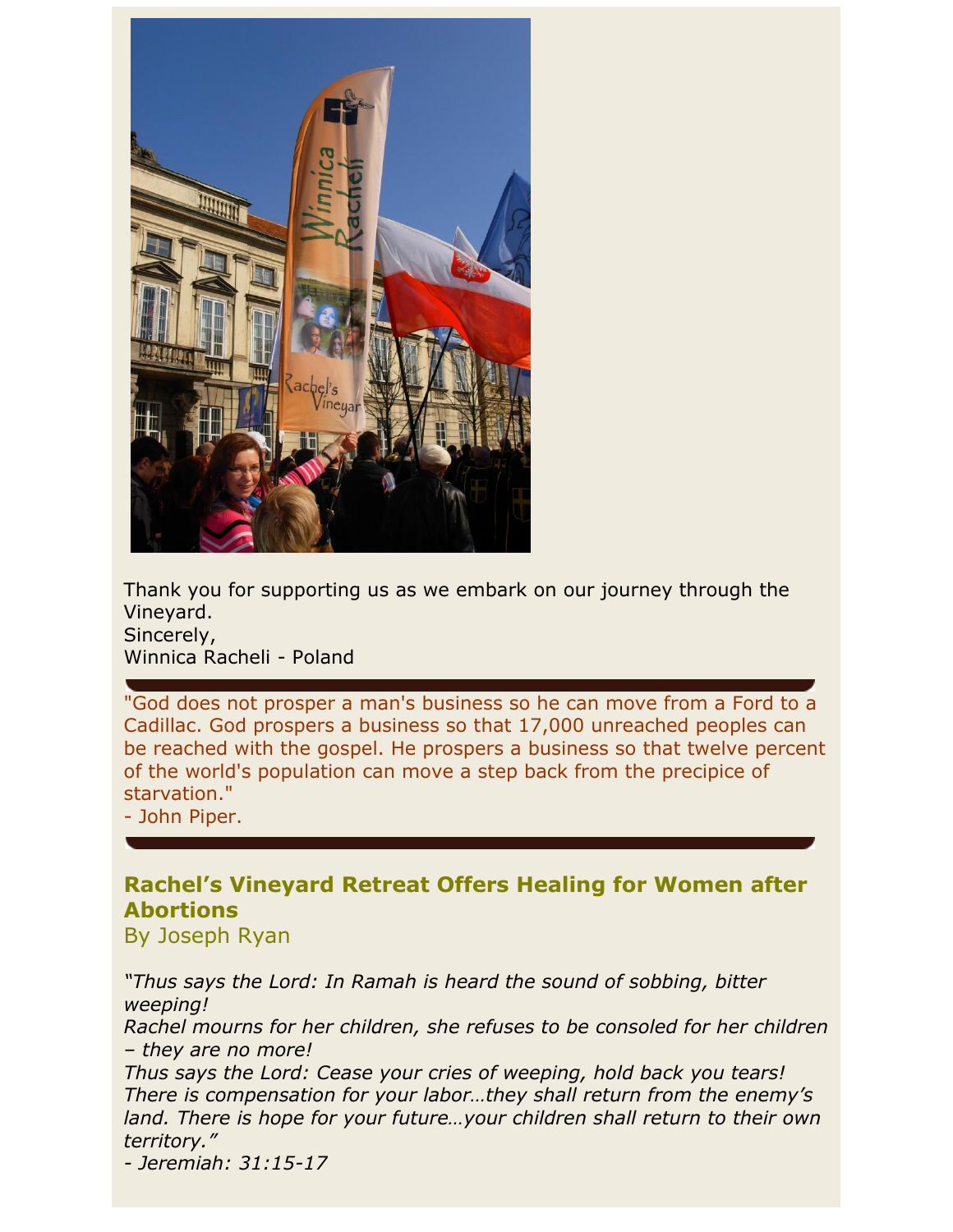Thank you for supporting us as we embark on our journey through the Vineyard.
Sincerely,
Winnica Racheli - Poland

"God does not prosper a man's business so he can move from a Ford to a Cadillac. God prospers a business so that 17,000 unreached peoples can be reached with the gospel. He prospers a business so that twelve percent of the world's population can move a step back from the precipice of starvation."
- John Piper.

## Rachel's Vineyard Retreat Offers Healing for Women after Abortions

By Joseph Ryan

*"Thus says the Lord: In Ramah is heard the sound of sobbing, bitter weeping!*
*Rachel mourns for her children, she refuses to be consoled for her children – they are no more!*
*Thus says the Lord: Cease your cries of weeping, hold back you tears! There is compensation for your labor…they shall return from the enemy's land. There is hope for your future…your children shall return to their own territory."*
*- Jeremiah: 31:15-17*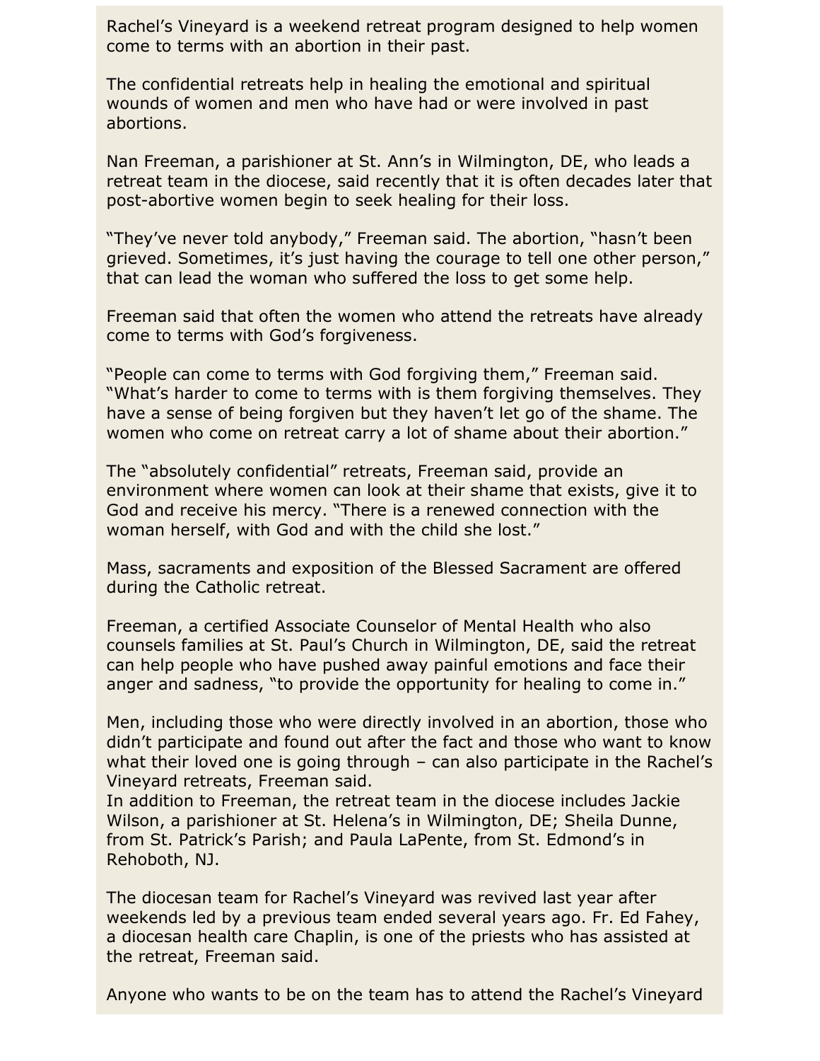Rachel’s Vineyard is a weekend retreat program designed to help women come to terms with an abortion in their past.

The confidential retreats help in healing the emotional and spiritual wounds of women and men who have had or were involved in past abortions.

Nan Freeman, a parishioner at St. Ann’s in Wilmington, DE, who leads a retreat team in the diocese, said recently that it is often decades later that post-abortive women begin to seek healing for their loss.

“They’ve never told anybody,” Freeman said. The abortion, “hasn’t been grieved. Sometimes, it’s just having the courage to tell one other person,” that can lead the woman who suffered the loss to get some help.

Freeman said that often the women who attend the retreats have already come to terms with God’s forgiveness.

“People can come to terms with God forgiving them,” Freeman said. “What’s harder to come to terms with is them forgiving themselves. They have a sense of being forgiven but they haven’t let go of the shame. The women who come on retreat carry a lot of shame about their abortion.”

The “absolutely confidential” retreats, Freeman said, provide an environment where women can look at their shame that exists, give it to God and receive his mercy. “There is a renewed connection with the woman herself, with God and with the child she lost.”

Mass, sacraments and exposition of the Blessed Sacrament are offered during the Catholic retreat.

Freeman, a certified Associate Counselor of Mental Health who also counsels families at St. Paul’s Church in Wilmington, DE, said the retreat can help people who have pushed away painful emotions and face their anger and sadness, “to provide the opportunity for healing to come in.”

Men, including those who were directly involved in an abortion, those who didn’t participate and found out after the fact and those who want to know what their loved one is going through – can also participate in the Rachel’s Vineyard retreats, Freeman said.
In addition to Freeman, the retreat team in the diocese includes Jackie Wilson, a parishioner at St. Helena’s in Wilmington, DE; Sheila Dunne, from St. Patrick’s Parish; and Paula LaPente, from St. Edmond’s in Rehoboth, NJ.

The diocesan team for Rachel’s Vineyard was revived last year after weekends led by a previous team ended several years ago. Fr. Ed Fahey, a diocesan health care Chaplin, is one of the priests who has assisted at the retreat, Freeman said.

Anyone who wants to be on the team has to attend the Rachel’s Vineyard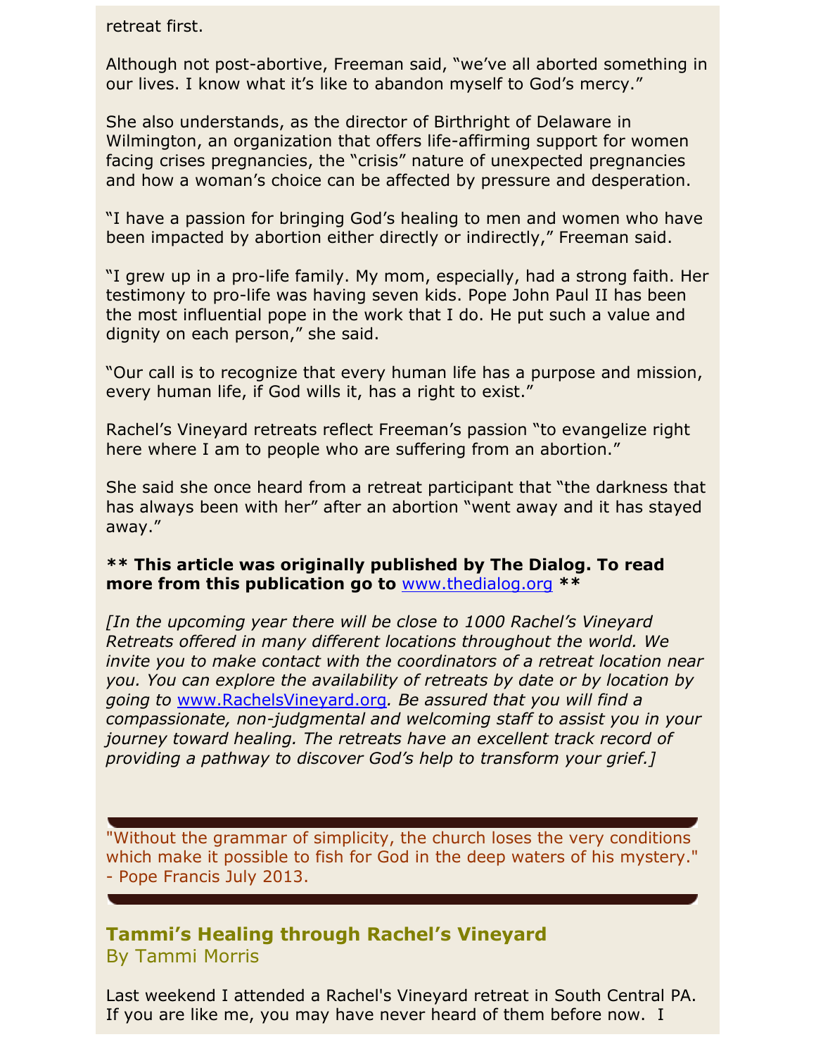retreat first.

Although not post-abortive, Freeman said, "we've all aborted something in our lives. I know what it's like to abandon myself to God's mercy."

She also understands, as the director of Birthright of Delaware in Wilmington, an organization that offers life-affirming support for women facing crises pregnancies, the "crisis" nature of unexpected pregnancies and how a woman's choice can be affected by pressure and desperation.

"I have a passion for bringing God's healing to men and women who have been impacted by abortion either directly or indirectly," Freeman said.

"I grew up in a pro-life family. My mom, especially, had a strong faith. Her testimony to pro-life was having seven kids. Pope John Paul II has been the most influential pope in the work that I do. He put such a value and dignity on each person," she said.

"Our call is to recognize that every human life has a purpose and mission, every human life, if God wills it, has a right to exist."

Rachel's Vineyard retreats reflect Freeman's passion "to evangelize right here where I am to people who are suffering from an abortion."

She said she once heard from a retreat participant that "the darkness that has always been with her" after an abortion "went away and it has stayed away."

**** This article was originally published by The Dialog. To read more from this publication go to www.thedialog.org ****

*[In the upcoming year there will be close to 1000 Rachel's Vineyard Retreats offered in many different locations throughout the world. We invite you to make contact with the coordinators of a retreat location near you. You can explore the availability of retreats by date or by location by going to www.RachelsVineyard.org. Be assured that you will find a compassionate, non-judgmental and welcoming staff to assist you in your journey toward healing. The retreats have an excellent track record of providing a pathway to discover God's help to transform your grief.]*

---

"Without the grammar of simplicity, the church loses the very conditions which make it possible to fish for God in the deep waters of his mystery." - Pope Francis July 2013.

---

## Tammi's Healing through Rachel's Vineyard

By Tammi Morris

Last weekend I attended a Rachel's Vineyard retreat in South Central PA. If you are like me, you may have never heard of them before now. I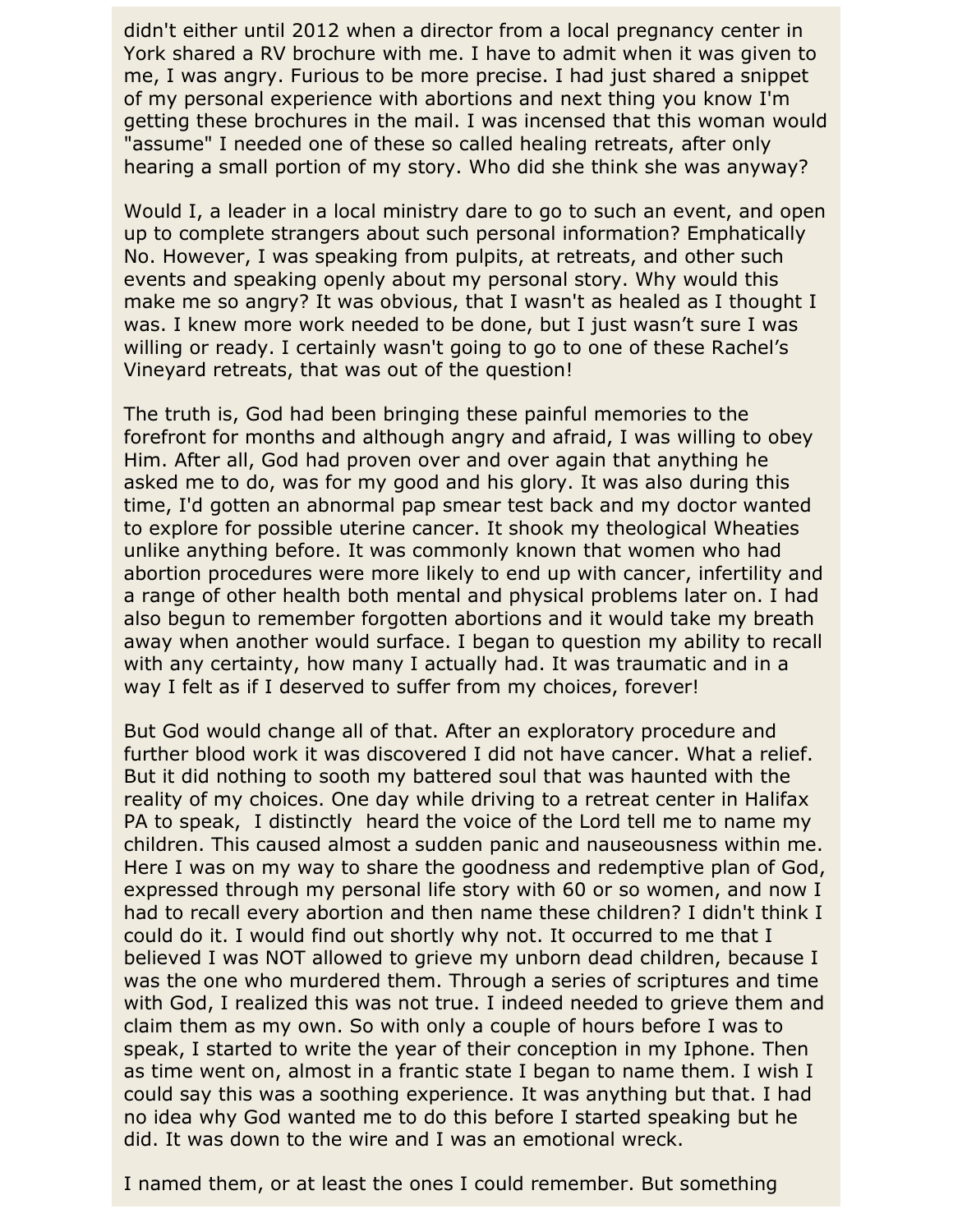didn't either until 2012 when a director from a local pregnancy center in York shared a RV brochure with me. I have to admit when it was given to me, I was angry. Furious to be more precise. I had just shared a snippet of my personal experience with abortions and next thing you know I'm getting these brochures in the mail. I was incensed that this woman would "assume" I needed one of these so called healing retreats, after only hearing a small portion of my story. Who did she think she was anyway?

Would I, a leader in a local ministry dare to go to such an event, and open up to complete strangers about such personal information? Emphatically No. However, I was speaking from pulpits, at retreats, and other such events and speaking openly about my personal story. Why would this make me so angry? It was obvious, that I wasn't as healed as I thought I was. I knew more work needed to be done, but I just wasn't sure I was willing or ready. I certainly wasn't going to go to one of these Rachel's Vineyard retreats, that was out of the question!

The truth is, God had been bringing these painful memories to the forefront for months and although angry and afraid, I was willing to obey Him. After all, God had proven over and over again that anything he asked me to do, was for my good and his glory. It was also during this time, I'd gotten an abnormal pap smear test back and my doctor wanted to explore for possible uterine cancer. It shook my theological Wheaties unlike anything before. It was commonly known that women who had abortion procedures were more likely to end up with cancer, infertility and a range of other health both mental and physical problems later on. I had also begun to remember forgotten abortions and it would take my breath away when another would surface. I began to question my ability to recall with any certainty, how many I actually had. It was traumatic and in a way I felt as if I deserved to suffer from my choices, forever!

But God would change all of that. After an exploratory procedure and further blood work it was discovered I did not have cancer. What a relief. But it did nothing to sooth my battered soul that was haunted with the reality of my choices. One day while driving to a retreat center in Halifax PA to speak, I distinctly heard the voice of the Lord tell me to name my children. This caused almost a sudden panic and nauseousness within me. Here I was on my way to share the goodness and redemptive plan of God, expressed through my personal life story with 60 or so women, and now I had to recall every abortion and then name these children? I didn't think I could do it. I would find out shortly why not. It occurred to me that I believed I was NOT allowed to grieve my unborn dead children, because I was the one who murdered them. Through a series of scriptures and time with God, I realized this was not true. I indeed needed to grieve them and claim them as my own. So with only a couple of hours before I was to speak, I started to write the year of their conception in my Iphone. Then as time went on, almost in a frantic state I began to name them. I wish I could say this was a soothing experience. It was anything but that. I had no idea why God wanted me to do this before I started speaking but he did. It was down to the wire and I was an emotional wreck.

I named them, or at least the ones I could remember. But something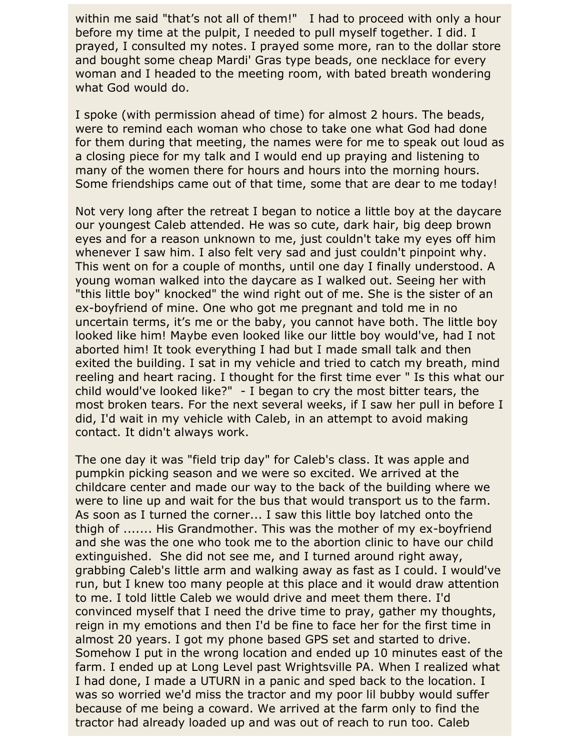within me said "that's not all of them!"  I had to proceed with only a hour before my time at the pulpit, I needed to pull myself together. I did. I prayed, I consulted my notes. I prayed some more, ran to the dollar store and bought some cheap Mardi' Gras type beads, one necklace for every woman and I headed to the meeting room, with bated breath wondering what God would do.

I spoke (with permission ahead of time) for almost 2 hours. The beads, were to remind each woman who chose to take one what God had done for them during that meeting, the names were for me to speak out loud as a closing piece for my talk and I would end up praying and listening to many of the women there for hours and hours into the morning hours. Some friendships came out of that time, some that are dear to me today!

Not very long after the retreat I began to notice a little boy at the daycare our youngest Caleb attended. He was so cute, dark hair, big deep brown eyes and for a reason unknown to me, just couldn't take my eyes off him whenever I saw him. I also felt very sad and just couldn't pinpoint why. This went on for a couple of months, until one day I finally understood. A young woman walked into the daycare as I walked out. Seeing her with "this little boy" knocked" the wind right out of me. She is the sister of an ex-boyfriend of mine. One who got me pregnant and told me in no uncertain terms, it's me or the baby, you cannot have both. The little boy looked like him! Maybe even looked like our little boy would've, had I not aborted him! It took everything I had but I made small talk and then exited the building. I sat in my vehicle and tried to catch my breath, mind reeling and heart racing. I thought for the first time ever " Is this what our child would've looked like?"  - I began to cry the most bitter tears, the most broken tears. For the next several weeks, if I saw her pull in before I did, I'd wait in my vehicle with Caleb, in an attempt to avoid making contact. It didn't always work.

The one day it was "field trip day" for Caleb's class. It was apple and pumpkin picking season and we were so excited. We arrived at the childcare center and made our way to the back of the building where we were to line up and wait for the bus that would transport us to the farm. As soon as I turned the corner... I saw this little boy latched onto the thigh of ....... His Grandmother. This was the mother of my ex-boyfriend and she was the one who took me to the abortion clinic to have our child extinguished.  She did not see me, and I turned around right away, grabbing Caleb's little arm and walking away as fast as I could. I would've run, but I knew too many people at this place and it would draw attention to me. I told little Caleb we would drive and meet them there. I'd convinced myself that I need the drive time to pray, gather my thoughts, reign in my emotions and then I'd be fine to face her for the first time in almost 20 years. I got my phone based GPS set and started to drive. Somehow I put in the wrong location and ended up 10 minutes east of the farm. I ended up at Long Level past Wrightsville PA. When I realized what I had done, I made a UTURN in a panic and sped back to the location. I was so worried we'd miss the tractor and my poor lil bubby would suffer because of me being a coward. We arrived at the farm only to find the tractor had already loaded up and was out of reach to run too. Caleb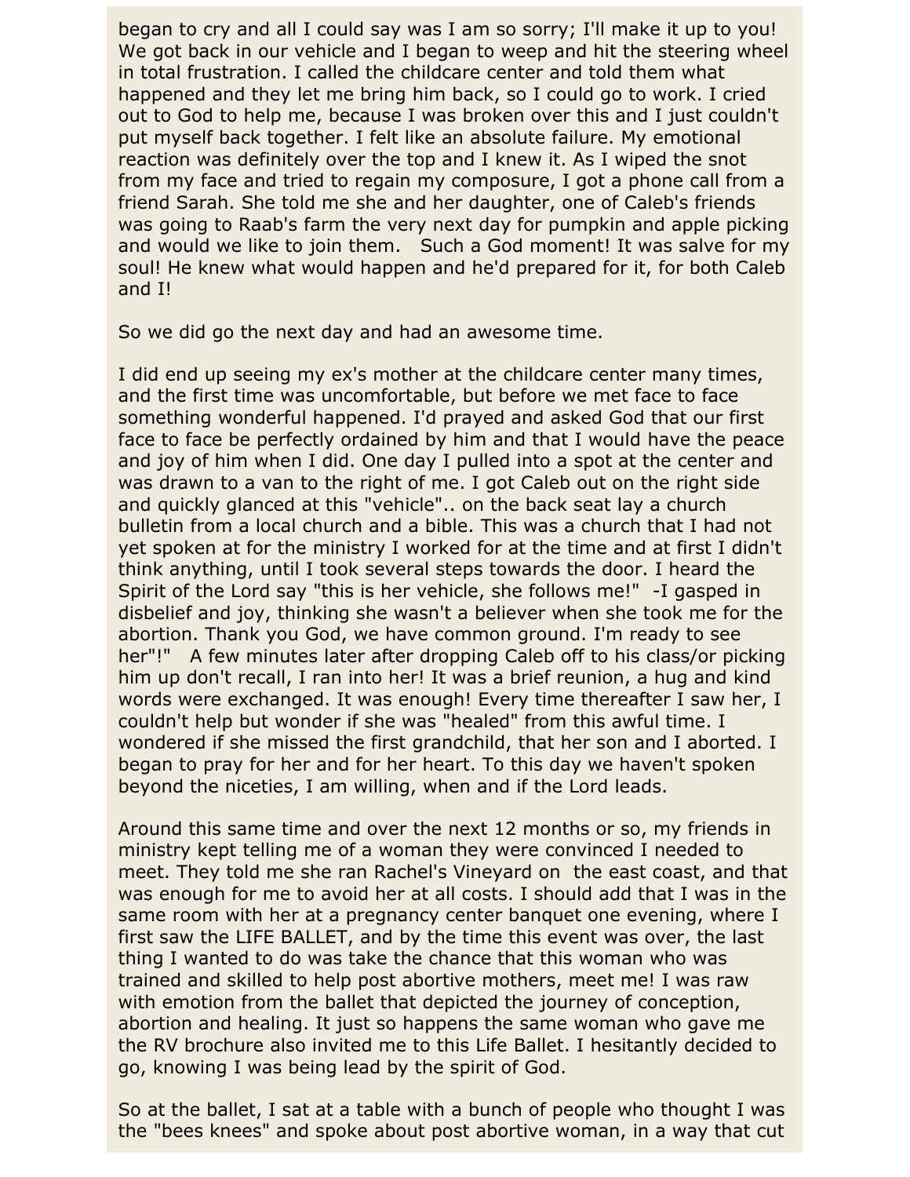began to cry and all I could say was I am so sorry; I'll make it up to you! We got back in our vehicle and I began to weep and hit the steering wheel in total frustration. I called the childcare center and told them what happened and they let me bring him back, so I could go to work. I cried out to God to help me, because I was broken over this and I just couldn't put myself back together. I felt like an absolute failure. My emotional reaction was definitely over the top and I knew it. As I wiped the snot from my face and tried to regain my composure, I got a phone call from a friend Sarah. She told me she and her daughter, one of Caleb's friends was going to Raab's farm the very next day for pumpkin and apple picking and would we like to join them.   Such a God moment! It was salve for my soul! He knew what would happen and he'd prepared for it, for both Caleb and I!

So we did go the next day and had an awesome time.

I did end up seeing my ex's mother at the childcare center many times, and the first time was uncomfortable, but before we met face to face something wonderful happened. I'd prayed and asked God that our first face to face be perfectly ordained by him and that I would have the peace and joy of him when I did. One day I pulled into a spot at the center and was drawn to a van to the right of me. I got Caleb out on the right side and quickly glanced at this "vehicle".. on the back seat lay a church bulletin from a local church and a bible. This was a church that I had not yet spoken at for the ministry I worked for at the time and at first I didn't think anything, until I took several steps towards the door. I heard the Spirit of the Lord say "this is her vehicle, she follows me!"  -I gasped in disbelief and joy, thinking she wasn't a believer when she took me for the abortion. Thank you God, we have common ground. I'm ready to see her"!"   A few minutes later after dropping Caleb off to his class/or picking him up don't recall, I ran into her! It was a brief reunion, a hug and kind words were exchanged. It was enough! Every time thereafter I saw her, I couldn't help but wonder if she was "healed" from this awful time. I wondered if she missed the first grandchild, that her son and I aborted. I began to pray for her and for her heart. To this day we haven't spoken beyond the niceties, I am willing, when and if the Lord leads.

Around this same time and over the next 12 months or so, my friends in ministry kept telling me of a woman they were convinced I needed to meet. They told me she ran Rachel's Vineyard on  the east coast, and that was enough for me to avoid her at all costs. I should add that I was in the same room with her at a pregnancy center banquet one evening, where I first saw the LIFE BALLET, and by the time this event was over, the last thing I wanted to do was take the chance that this woman who was trained and skilled to help post abortive mothers, meet me! I was raw with emotion from the ballet that depicted the journey of conception, abortion and healing. It just so happens the same woman who gave me the RV brochure also invited me to this Life Ballet. I hesitantly decided to go, knowing I was being lead by the spirit of God.

So at the ballet, I sat at a table with a bunch of people who thought I was the "bees knees" and spoke about post abortive woman, in a way that cut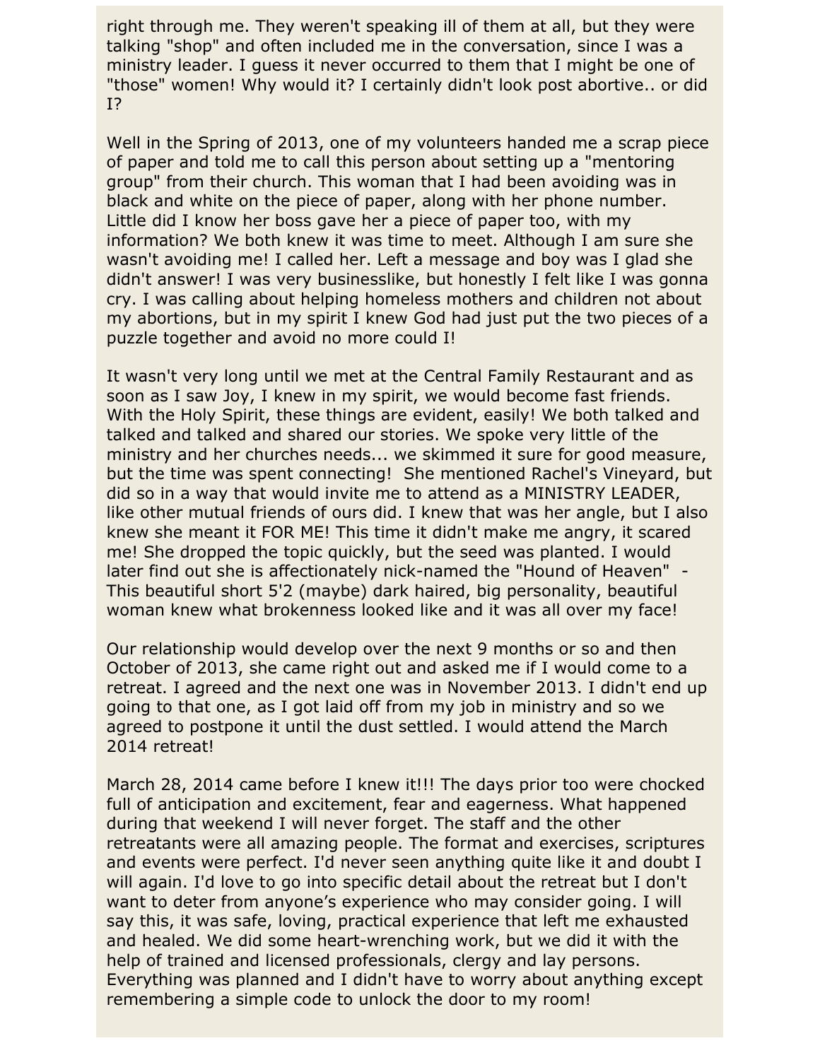right through me. They weren't speaking ill of them at all, but they were talking "shop" and often included me in the conversation, since I was a ministry leader. I guess it never occurred to them that I might be one of "those" women! Why would it? I certainly didn't look post abortive.. or did I?

Well in the Spring of 2013, one of my volunteers handed me a scrap piece of paper and told me to call this person about setting up a "mentoring group" from their church. This woman that I had been avoiding was in black and white on the piece of paper, along with her phone number. Little did I know her boss gave her a piece of paper too, with my information? We both knew it was time to meet. Although I am sure she wasn't avoiding me! I called her. Left a message and boy was I glad she didn't answer! I was very businesslike, but honestly I felt like I was gonna cry. I was calling about helping homeless mothers and children not about my abortions, but in my spirit I knew God had just put the two pieces of a puzzle together and avoid no more could I!

It wasn't very long until we met at the Central Family Restaurant and as soon as I saw Joy, I knew in my spirit, we would become fast friends. With the Holy Spirit, these things are evident, easily! We both talked and talked and talked and shared our stories. We spoke very little of the ministry and her churches needs... we skimmed it sure for good measure, but the time was spent connecting! She mentioned Rachel's Vineyard, but did so in a way that would invite me to attend as a MINISTRY LEADER, like other mutual friends of ours did. I knew that was her angle, but I also knew she meant it FOR ME! This time it didn't make me angry, it scared me! She dropped the topic quickly, but the seed was planted. I would later find out she is affectionately nick-named the "Hound of Heaven" - This beautiful short 5'2 (maybe) dark haired, big personality, beautiful woman knew what brokenness looked like and it was all over my face!

Our relationship would develop over the next 9 months or so and then October of 2013, she came right out and asked me if I would come to a retreat. I agreed and the next one was in November 2013. I didn't end up going to that one, as I got laid off from my job in ministry and so we agreed to postpone it until the dust settled. I would attend the March 2014 retreat!

March 28, 2014 came before I knew it!!! The days prior too were chocked full of anticipation and excitement, fear and eagerness. What happened during that weekend I will never forget. The staff and the other retreatants were all amazing people. The format and exercises, scriptures and events were perfect. I'd never seen anything quite like it and doubt I will again. I'd love to go into specific detail about the retreat but I don't want to deter from anyone's experience who may consider going. I will say this, it was safe, loving, practical experience that left me exhausted and healed. We did some heart-wrenching work, but we did it with the help of trained and licensed professionals, clergy and lay persons. Everything was planned and I didn't have to worry about anything except remembering a simple code to unlock the door to my room!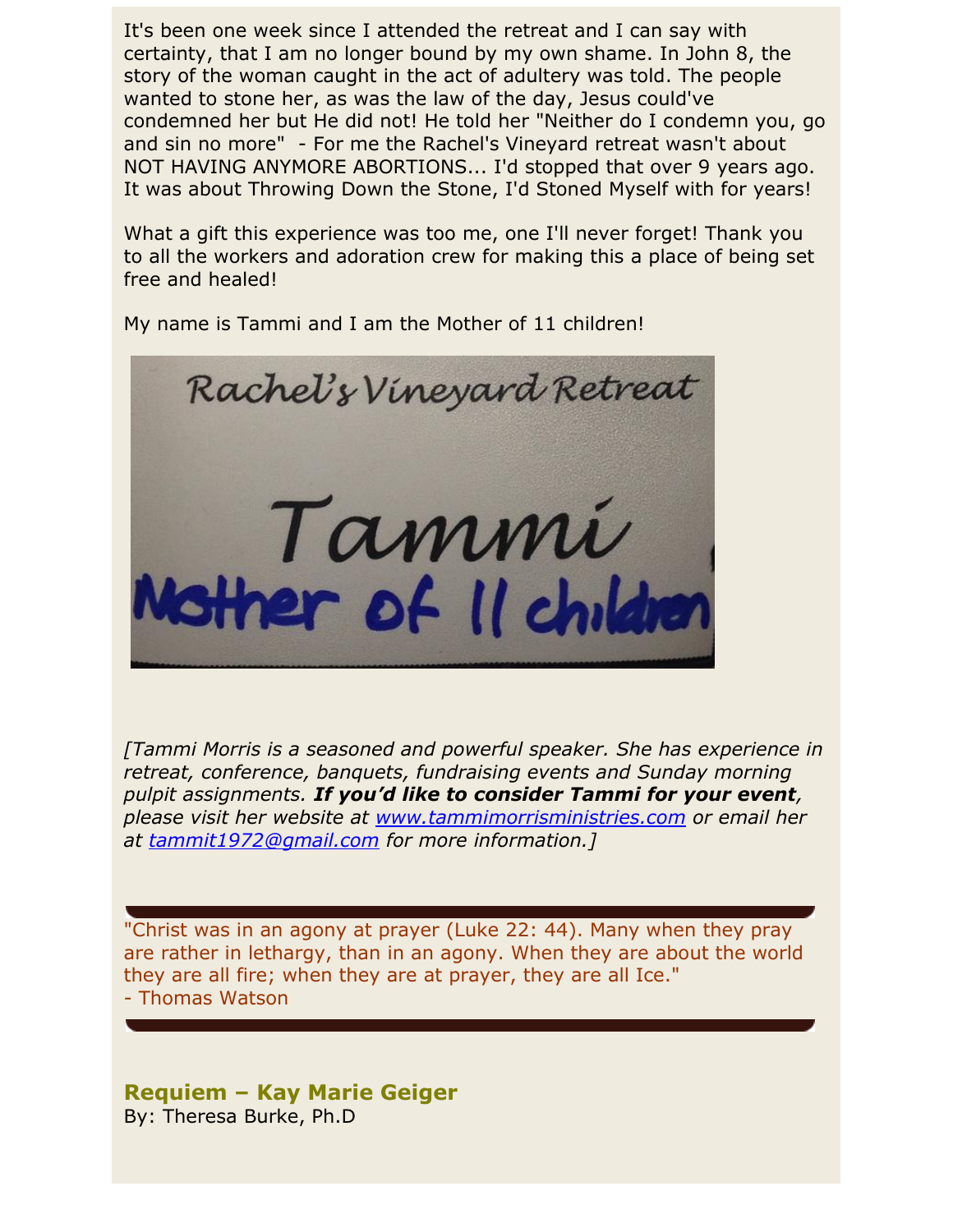It's been one week since I attended the retreat and I can say with certainty, that I am no longer bound by my own shame. In John 8, the story of the woman caught in the act of adultery was told. The people wanted to stone her, as was the law of the day, Jesus could've condemned her but He did not! He told her "Neither do I condemn you, go and sin no more" - For me the Rachel's Vineyard retreat wasn't about NOT HAVING ANYMORE ABORTIONS... I'd stopped that over 9 years ago. It was about Throwing Down the Stone, I'd Stoned Myself with for years!

What a gift this experience was too me, one I'll never forget! Thank you to all the workers and adoration crew for making this a place of being set free and healed!

My name is Tammi and I am the Mother of 11 children!

Rachel's Vineyard Retreat

Tammi

Mother of 11 children

*[Tammi Morris is a seasoned and powerful speaker. She has experience in retreat, conference, banquets, fundraising events and Sunday morning pulpit assignments. **If you'd like to consider Tammi for your event**, please visit her website at [www.tammimorrisministries.com](http://www.tammimorrisministries.com) or email her at [tammit1972@gmail.com](mailto:tammit1972@gmail.com) for more information.]*

---

"Christ was in an agony at prayer (Luke 22: 44). Many when they pray are rather in lethargy, than in an agony. When they are about the world they are all fire; when they are at prayer, they are all Ice."
- Thomas Watson

---

## Requiem – Kay Marie Geiger

By: Theresa Burke, Ph.D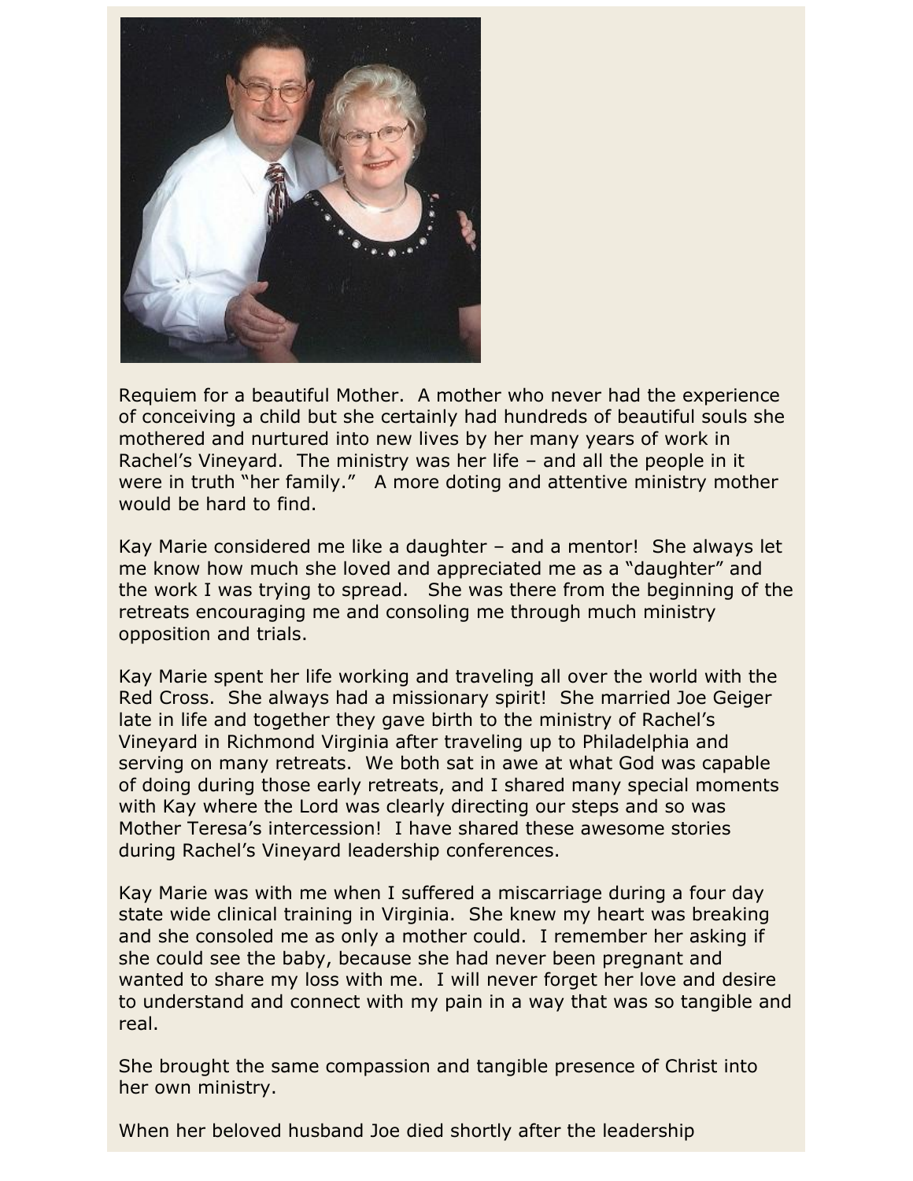Requiem for a beautiful Mother. A mother who never had the experience of conceiving a child but she certainly had hundreds of beautiful souls she mothered and nurtured into new lives by her many years of work in Rachel's Vineyard. The ministry was her life – and all the people in it were in truth "her family." A more doting and attentive ministry mother would be hard to find.

Kay Marie considered me like a daughter – and a mentor! She always let me know how much she loved and appreciated me as a "daughter" and the work I was trying to spread. She was there from the beginning of the retreats encouraging me and consoling me through much ministry opposition and trials.

Kay Marie spent her life working and traveling all over the world with the Red Cross. She always had a missionary spirit! She married Joe Geiger late in life and together they gave birth to the ministry of Rachel's Vineyard in Richmond Virginia after traveling up to Philadelphia and serving on many retreats. We both sat in awe at what God was capable of doing during those early retreats, and I shared many special moments with Kay where the Lord was clearly directing our steps and so was Mother Teresa's intercession! I have shared these awesome stories during Rachel's Vineyard leadership conferences.

Kay Marie was with me when I suffered a miscarriage during a four day state wide clinical training in Virginia. She knew my heart was breaking and she consoled me as only a mother could. I remember her asking if she could see the baby, because she had never been pregnant and wanted to share my loss with me. I will never forget her love and desire to understand and connect with my pain in a way that was so tangible and real.

She brought the same compassion and tangible presence of Christ into her own ministry.

When her beloved husband Joe died shortly after the leadership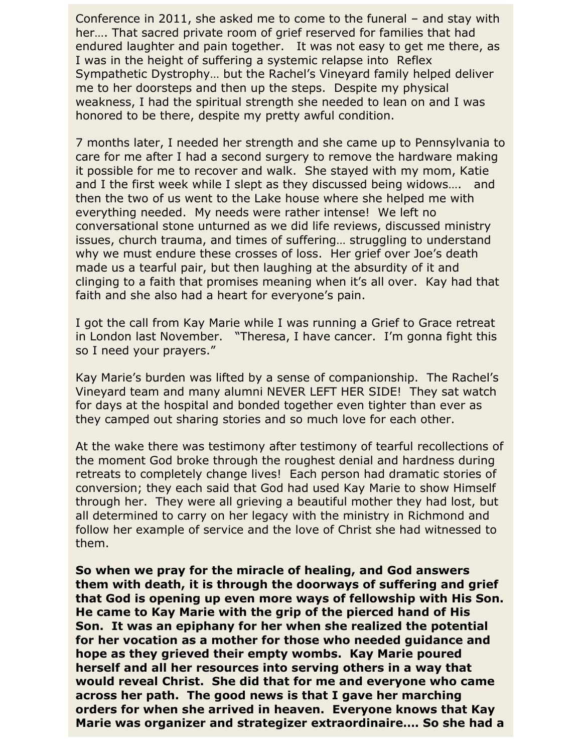Conference in 2011, she asked me to come to the funeral – and stay with her…. That sacred private room of grief reserved for families that had endured laughter and pain together. It was not easy to get me there, as I was in the height of suffering a systemic relapse into Reflex Sympathetic Dystrophy… but the Rachel's Vineyard family helped deliver me to her doorsteps and then up the steps. Despite my physical weakness, I had the spiritual strength she needed to lean on and I was honored to be there, despite my pretty awful condition.

7 months later, I needed her strength and she came up to Pennsylvania to care for me after I had a second surgery to remove the hardware making it possible for me to recover and walk. She stayed with my mom, Katie and I the first week while I slept as they discussed being widows…. and then the two of us went to the Lake house where she helped me with everything needed. My needs were rather intense! We left no conversational stone unturned as we did life reviews, discussed ministry issues, church trauma, and times of suffering… struggling to understand why we must endure these crosses of loss. Her grief over Joe's death made us a tearful pair, but then laughing at the absurdity of it and clinging to a faith that promises meaning when it's all over. Kay had that faith and she also had a heart for everyone's pain.

I got the call from Kay Marie while I was running a Grief to Grace retreat in London last November. "Theresa, I have cancer. I'm gonna fight this so I need your prayers."

Kay Marie's burden was lifted by a sense of companionship. The Rachel's Vineyard team and many alumni NEVER LEFT HER SIDE! They sat watch for days at the hospital and bonded together even tighter than ever as they camped out sharing stories and so much love for each other.

At the wake there was testimony after testimony of tearful recollections of the moment God broke through the roughest denial and hardness during retreats to completely change lives! Each person had dramatic stories of conversion; they each said that God had used Kay Marie to show Himself through her. They were all grieving a beautiful mother they had lost, but all determined to carry on her legacy with the ministry in Richmond and follow her example of service and the love of Christ she had witnessed to them.

**So when we pray for the miracle of healing, and God answers them with death, it is through the doorways of suffering and grief that God is opening up even more ways of fellowship with His Son. He came to Kay Marie with the grip of the pierced hand of His Son. It was an epiphany for her when she realized the potential for her vocation as a mother for those who needed guidance and hope as they grieved their empty wombs. Kay Marie poured herself and all her resources into serving others in a way that would reveal Christ. She did that for me and everyone who came across her path. The good news is that I gave her marching orders for when she arrived in heaven. Everyone knows that Kay Marie was organizer and strategizer extraordinaire…. So she had a**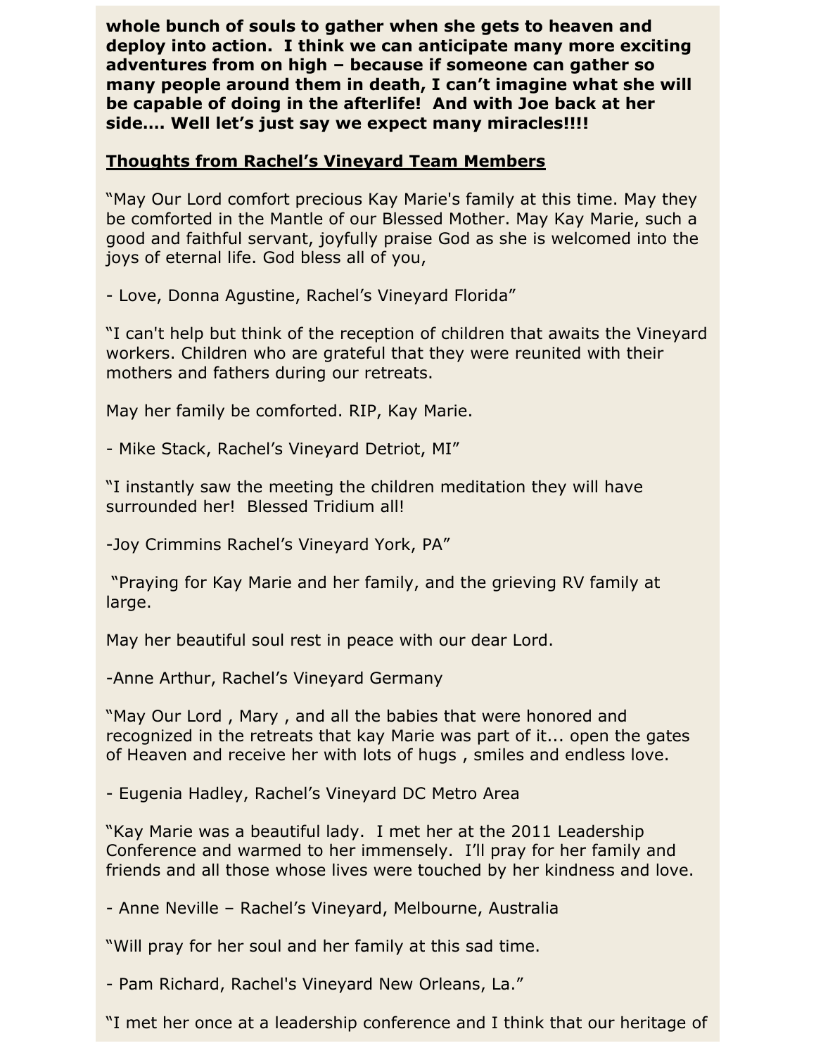**whole bunch of souls to gather when she gets to heaven and deploy into action. I think we can anticipate many more exciting adventures from on high – because if someone can gather so many people around them in death, I can't imagine what she will be capable of doing in the afterlife! And with Joe back at her side…. Well let's just say we expect many miracles!!!!**

**<u>Thoughts from Rachel's Vineyard Team Members</u>**

"May Our Lord comfort precious Kay Marie's family at this time. May they be comforted in the Mantle of our Blessed Mother. May Kay Marie, such a good and faithful servant, joyfully praise God as she is welcomed into the joys of eternal life. God bless all of you,

- Love, Donna Agustine, Rachel's Vineyard Florida"

"I can't help but think of the reception of children that awaits the Vineyard workers. Children who are grateful that they were reunited with their mothers and fathers during our retreats.

May her family be comforted. RIP, Kay Marie.

- Mike Stack, Rachel's Vineyard Detriot, MI"

"I instantly saw the meeting the children meditation they will have surrounded her! Blessed Tridium all!

-Joy Crimmins Rachel's Vineyard York, PA"

"Praying for Kay Marie and her family, and the grieving RV family at large.

May her beautiful soul rest in peace with our dear Lord.

-Anne Arthur, Rachel's Vineyard Germany

"May Our Lord , Mary , and all the babies that were honored and recognized in the retreats that kay Marie was part of it... open the gates of Heaven and receive her with lots of hugs , smiles and endless love.

- Eugenia Hadley, Rachel's Vineyard DC Metro Area

"Kay Marie was a beautiful lady. I met her at the 2011 Leadership Conference and warmed to her immensely. I'll pray for her family and friends and all those whose lives were touched by her kindness and love.

- Anne Neville – Rachel's Vineyard, Melbourne, Australia

"Will pray for her soul and her family at this sad time.

- Pam Richard, Rachel's Vineyard New Orleans, La."

"I met her once at a leadership conference and I think that our heritage of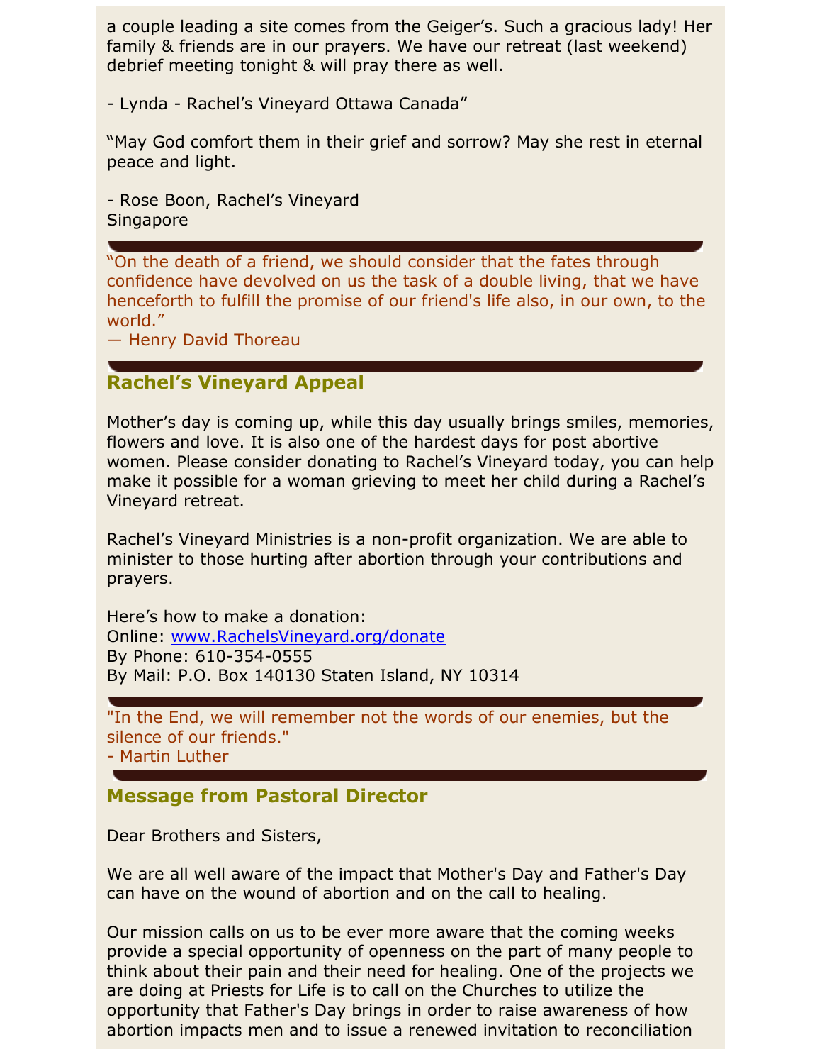a couple leading a site comes from the Geiger's. Such a gracious lady! Her family & friends are in our prayers. We have our retreat (last weekend) debrief meeting tonight & will pray there as well.

- Lynda - Rachel's Vineyard Ottawa Canada"

"May God comfort them in their grief and sorrow? May she rest in eternal peace and light.

- Rose Boon, Rachel's Vineyard
Singapore

"On the death of a friend, we should consider that the fates through confidence have devolved on us the task of a double living, that we have henceforth to fulfill the promise of our friend's life also, in our own, to the world."
— Henry David Thoreau

## Rachel's Vineyard Appeal

Mother's day is coming up, while this day usually brings smiles, memories, flowers and love. It is also one of the hardest days for post abortive women. Please consider donating to Rachel's Vineyard today, you can help make it possible for a woman grieving to meet her child during a Rachel's Vineyard retreat.

Rachel's Vineyard Ministries is a non-profit organization. We are able to minister to those hurting after abortion through your contributions and prayers.

Here's how to make a donation:
Online: www.RachelsVineyard.org/donate
By Phone: 610-354-0555
By Mail: P.O. Box 140130 Staten Island, NY 10314

"In the End, we will remember not the words of our enemies, but the silence of our friends."
- Martin Luther

## Message from Pastoral Director

Dear Brothers and Sisters,

We are all well aware of the impact that Mother's Day and Father's Day can have on the wound of abortion and on the call to healing.

Our mission calls on us to be ever more aware that the coming weeks provide a special opportunity of openness on the part of many people to think about their pain and their need for healing. One of the projects we are doing at Priests for Life is to call on the Churches to utilize the opportunity that Father's Day brings in order to raise awareness of how abortion impacts men and to issue a renewed invitation to reconciliation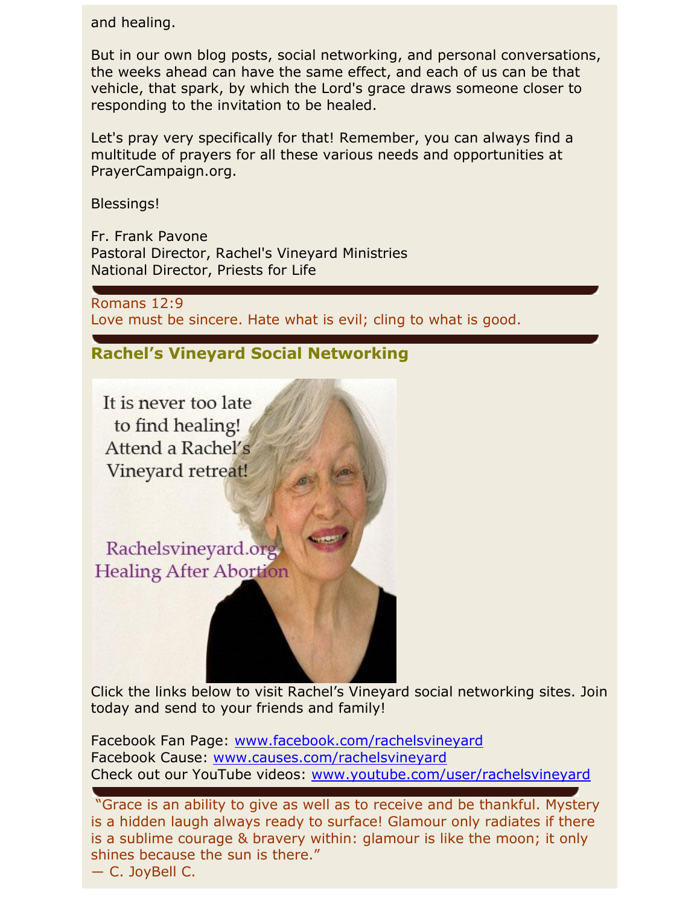and healing.

But in our own blog posts, social networking, and personal conversations, the weeks ahead can have the same effect, and each of us can be that vehicle, that spark, by which the Lord's grace draws someone closer to responding to the invitation to be healed.

Let's pray very specifically for that! Remember, you can always find a multitude of prayers for all these various needs and opportunities at PrayerCampaign.org.

Blessings!

Fr. Frank Pavone
Pastoral Director, Rachel's Vineyard Ministries
National Director, Priests for Life

Romans 12:9
Love must be sincere. Hate what is evil; cling to what is good.

## Rachel's Vineyard Social Networking

It is never too late to find healing! Attend a Rachel's Vineyard retreat!

Rachelsvineyard.org
Healing After Abortion

Click the links below to visit Rachel's Vineyard social networking sites. Join today and send to your friends and family!

Facebook Fan Page: www.facebook.com/rachelsvineyard
Facebook Cause: www.causes.com/rachelsvineyard
Check out our YouTube videos: www.youtube.com/user/rachelsvineyard

"Grace is an ability to give as well as to receive and be thankful. Mystery is a hidden laugh always ready to surface! Glamour only radiates if there is a sublime courage & bravery within: glamour is like the moon; it only shines because the sun is there."
— C. JoyBell C.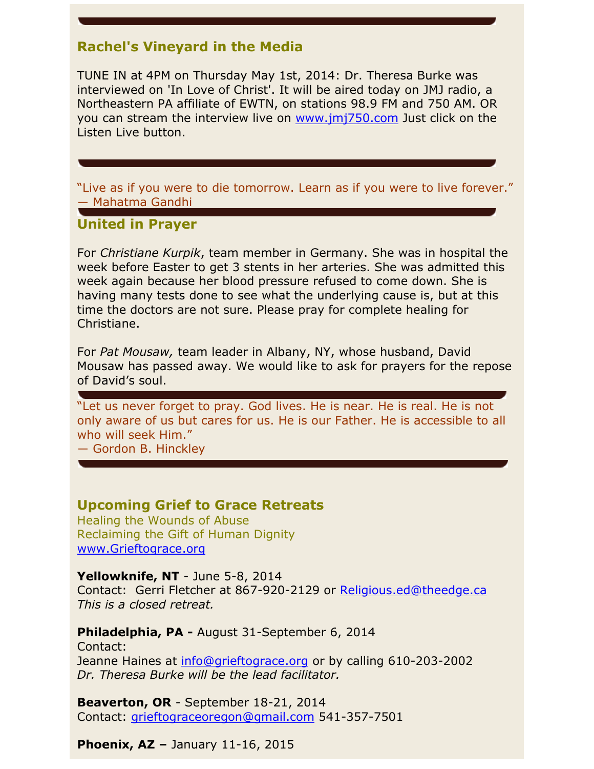## Rachel's Vineyard in the Media

TUNE IN at 4PM on Thursday May 1st, 2014: Dr. Theresa Burke was interviewed on 'In Love of Christ'. It will be aired today on JMJ radio, a Northeastern PA affiliate of EWTN, on stations 98.9 FM and 750 AM. OR you can stream the interview live on www.jmj750.com Just click on the Listen Live button.

"Live as if you were to die tomorrow. Learn as if you were to live forever."
— Mahatma Gandhi

## United in Prayer

For *Christiane Kurpik*, team member in Germany. She was in hospital the week before Easter to get 3 stents in her arteries. She was admitted this week again because her blood pressure refused to come down. She is having many tests done to see what the underlying cause is, but at this time the doctors are not sure. Please pray for complete healing for Christiane.

For *Pat Mousaw,* team leader in Albany, NY, whose husband, David Mousaw has passed away. We would like to ask for prayers for the repose of David's soul.

"Let us never forget to pray. God lives. He is near. He is real. He is not only aware of us but cares for us. He is our Father. He is accessible to all who will seek Him."
— Gordon B. Hinckley

## Upcoming Grief to Grace Retreats

Healing the Wounds of Abuse
Reclaiming the Gift of Human Dignity
www.Grieftograce.org

**Yellowknife, NT** - June 5-8, 2014
Contact: Gerri Fletcher at 867-920-2129 or Religious.ed@theedge.ca
*This is a closed retreat.*

**Philadelphia, PA -** August 31-September 6, 2014
Contact:
Jeanne Haines at info@grieftograce.org or by calling 610-203-2002
*Dr. Theresa Burke will be the lead facilitator.*

**Beaverton, OR** - September 18-21, 2014
Contact: grieftograceoregon@gmail.com 541-357-7501

**Phoenix, AZ –** January 11-16, 2015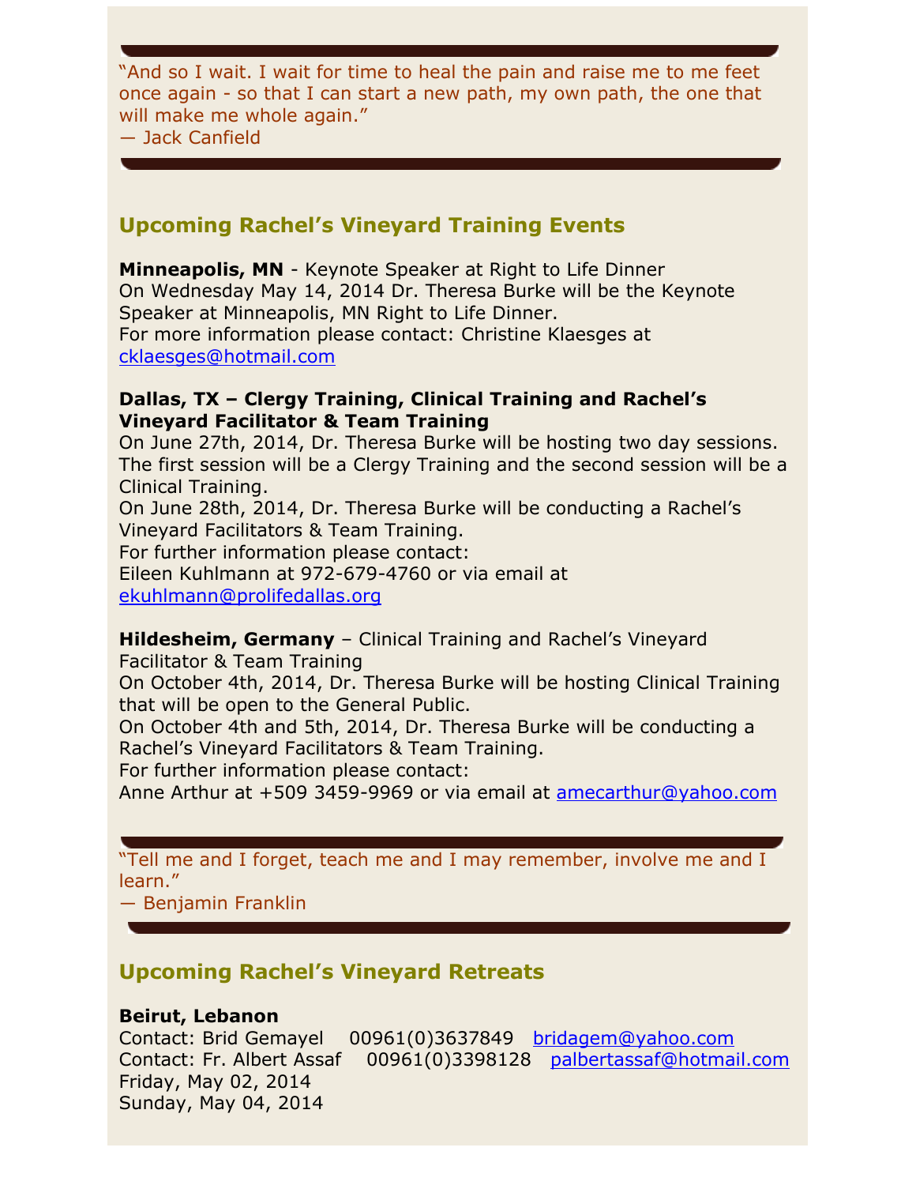> "And so I wait. I wait for time to heal the pain and raise me to me feet once again - so that I can start a new path, my own path, the one that will make me whole again."
> — Jack Canfield

## Upcoming Rachel's Vineyard Training Events

**Minneapolis, MN** - Keynote Speaker at Right to Life Dinner
On Wednesday May 14, 2014 Dr. Theresa Burke will be the Keynote Speaker at Minneapolis, MN Right to Life Dinner.
For more information please contact: Christine Klaesges at cklaesges@hotmail.com

**Dallas, TX – Clergy Training, Clinical Training and Rachel's Vineyard Facilitator & Team Training**
On June 27th, 2014, Dr. Theresa Burke will be hosting two day sessions. The first session will be a Clergy Training and the second session will be a Clinical Training.
On June 28th, 2014, Dr. Theresa Burke will be conducting a Rachel's Vineyard Facilitators & Team Training.
For further information please contact:
Eileen Kuhlmann at 972-679-4760 or via email at ekuhlmann@prolifedallas.org

**Hildesheim, Germany** – Clinical Training and Rachel's Vineyard Facilitator & Team Training
On October 4th, 2014, Dr. Theresa Burke will be hosting Clinical Training that will be open to the General Public.
On October 4th and 5th, 2014, Dr. Theresa Burke will be conducting a Rachel's Vineyard Facilitators & Team Training.
For further information please contact:
Anne Arthur at +509 3459-9969 or via email at amecarthur@yahoo.com

> "Tell me and I forget, teach me and I may remember, involve me and I learn."
> — Benjamin Franklin

## Upcoming Rachel's Vineyard Retreats

**Beirut, Lebanon**
Contact: Brid Gemayel 00961(0)3637849 bridagem@yahoo.com
Contact: Fr. Albert Assaf 00961(0)3398128 palbertassaf@hotmail.com
Friday, May 02, 2014
Sunday, May 04, 2014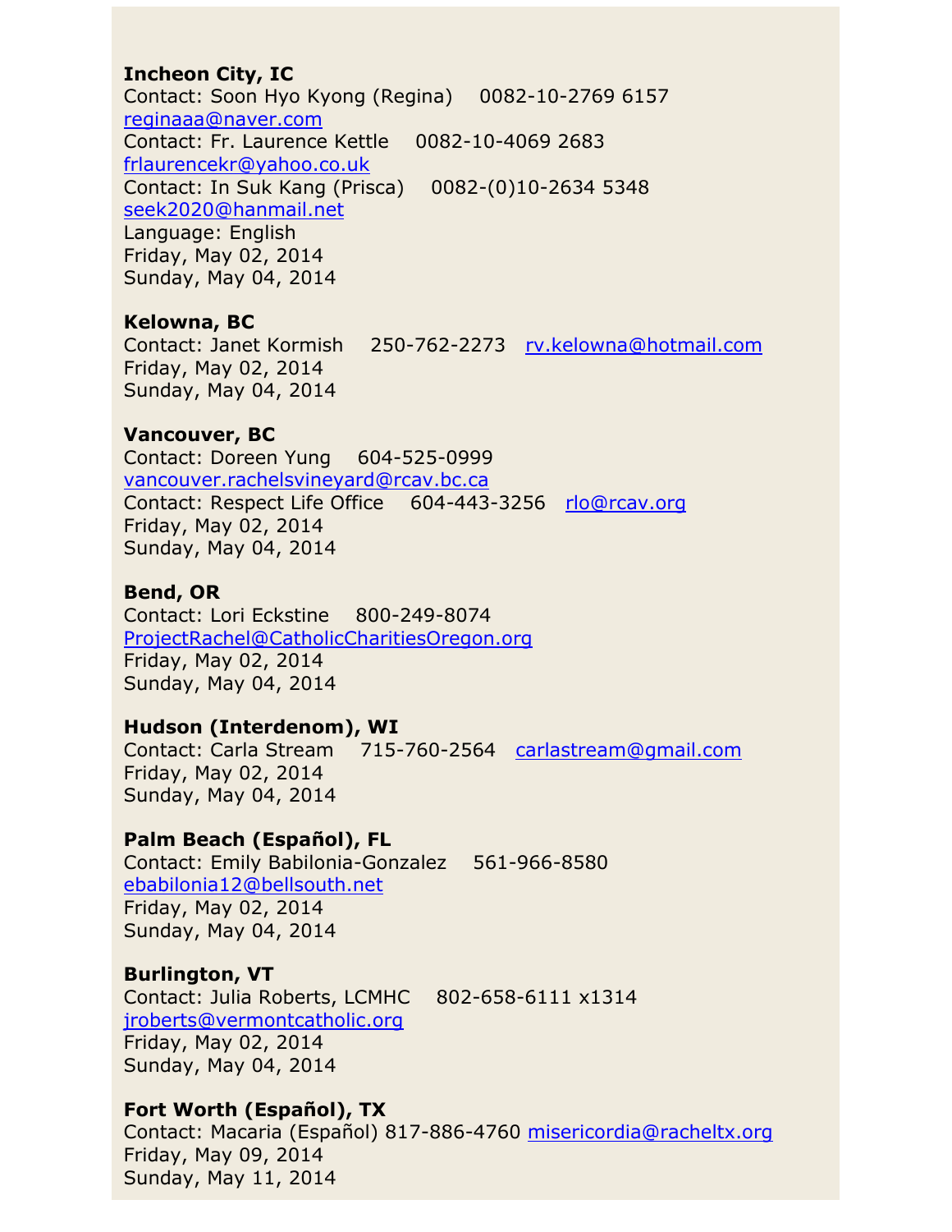**Incheon City, IC**
Contact: Soon Hyo Kyong (Regina) 0082-10-2769 6157
reginaaa@naver.com
Contact: Fr. Laurence Kettle 0082-10-4069 2683
frlaurencekr@yahoo.co.uk
Contact: In Suk Kang (Prisca) 0082-(0)10-2634 5348
seek2020@hanmail.net
Language: English
Friday, May 02, 2014
Sunday, May 04, 2014

**Kelowna, BC**
Contact: Janet Kormish 250-762-2273 rv.kelowna@hotmail.com
Friday, May 02, 2014
Sunday, May 04, 2014

**Vancouver, BC**
Contact: Doreen Yung 604-525-0999
vancouver.rachelsvineyard@rcav.bc.ca
Contact: Respect Life Office 604-443-3256 rlo@rcav.org
Friday, May 02, 2014
Sunday, May 04, 2014

**Bend, OR**
Contact: Lori Eckstine 800-249-8074
ProjectRachel@CatholicCharitiesOregon.org
Friday, May 02, 2014
Sunday, May 04, 2014

**Hudson (Interdenom), WI**
Contact: Carla Stream 715-760-2564 carlastream@gmail.com
Friday, May 02, 2014
Sunday, May 04, 2014

**Palm Beach (Español), FL**
Contact: Emily Babilonia-Gonzalez 561-966-8580
ebabilonia12@bellsouth.net
Friday, May 02, 2014
Sunday, May 04, 2014

**Burlington, VT**
Contact: Julia Roberts, LCMHC 802-658-6111 x1314
jroberts@vermontcatholic.org
Friday, May 02, 2014
Sunday, May 04, 2014

**Fort Worth (Español), TX**
Contact: Macaria (Español) 817-886-4760 misericordia@racheltx.org
Friday, May 09, 2014
Sunday, May 11, 2014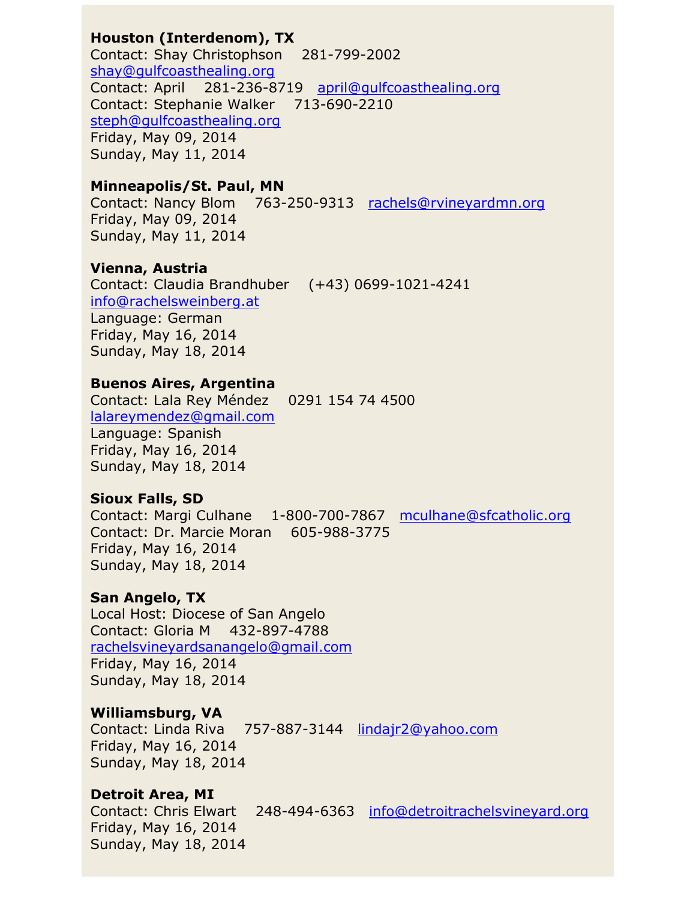**Houston (Interdenom), TX**
Contact: Shay Christophson 281-799-2002
shay@gulfcoasthealing.org
Contact: April 281-236-8719 april@gulfcoasthealing.org
Contact: Stephanie Walker 713-690-2210
steph@gulfcoasthealing.org
Friday, May 09, 2014
Sunday, May 11, 2014

**Minneapolis/St. Paul, MN**
Contact: Nancy Blom 763-250-9313 rachels@rvineyardmn.org
Friday, May 09, 2014
Sunday, May 11, 2014

**Vienna, Austria**
Contact: Claudia Brandhuber (+43) 0699-1021-4241
info@rachelsweinberg.at
Language: German
Friday, May 16, 2014
Sunday, May 18, 2014

**Buenos Aires, Argentina**
Contact: Lala Rey Méndez 0291 154 74 4500
lalareymendez@gmail.com
Language: Spanish
Friday, May 16, 2014
Sunday, May 18, 2014

**Sioux Falls, SD**
Contact: Margi Culhane 1-800-700-7867 mculhane@sfcatholic.org
Contact: Dr. Marcie Moran 605-988-3775
Friday, May 16, 2014
Sunday, May 18, 2014

**San Angelo, TX**
Local Host: Diocese of San Angelo
Contact: Gloria M 432-897-4788
rachelsvineyardsanangelo@gmail.com
Friday, May 16, 2014
Sunday, May 18, 2014

**Williamsburg, VA**
Contact: Linda Riva 757-887-3144 lindajr2@yahoo.com
Friday, May 16, 2014
Sunday, May 18, 2014

**Detroit Area, MI**
Contact: Chris Elwart 248-494-6363 info@detroitrachelsvineyard.org
Friday, May 16, 2014
Sunday, May 18, 2014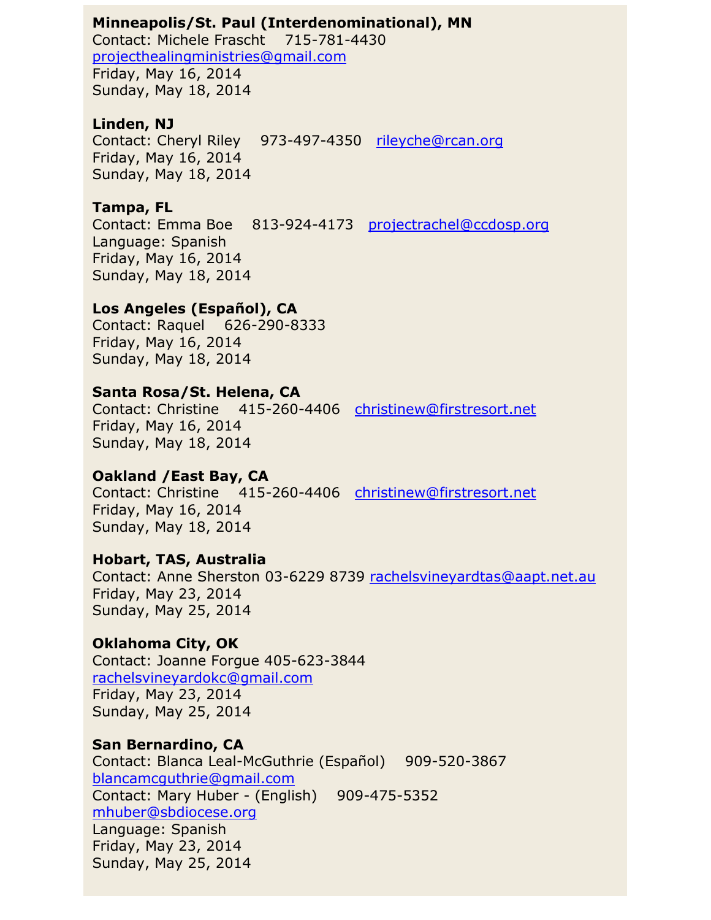**Minneapolis/St. Paul (Interdenominational), MN**
Contact: Michele Frascht 715-781-4430
projecthealingministries@gmail.com
Friday, May 16, 2014
Sunday, May 18, 2014

**Linden, NJ**
Contact: Cheryl Riley 973-497-4350 rileyche@rcan.org
Friday, May 16, 2014
Sunday, May 18, 2014

**Tampa, FL**
Contact: Emma Boe 813-924-4173 projectrachel@ccdosp.org
Language: Spanish
Friday, May 16, 2014
Sunday, May 18, 2014

**Los Angeles (Español), CA**
Contact: Raquel 626-290-8333
Friday, May 16, 2014
Sunday, May 18, 2014

**Santa Rosa/St. Helena, CA**
Contact: Christine 415-260-4406 christinew@firstresort.net
Friday, May 16, 2014
Sunday, May 18, 2014

**Oakland /East Bay, CA**
Contact: Christine 415-260-4406 christinew@firstresort.net
Friday, May 16, 2014
Sunday, May 18, 2014

**Hobart, TAS, Australia**
Contact: Anne Sherston 03-6229 8739 rachelsvineyardtas@aapt.net.au
Friday, May 23, 2014
Sunday, May 25, 2014

**Oklahoma City, OK**
Contact: Joanne Forgue 405-623-3844
rachelsvineyardokc@gmail.com
Friday, May 23, 2014
Sunday, May 25, 2014

**San Bernardino, CA**
Contact: Blanca Leal-McGuthrie (Español) 909-520-3867
blancamcguthrie@gmail.com
Contact: Mary Huber - (English) 909-475-5352
mhuber@sbdiocese.org
Language: Spanish
Friday, May 23, 2014
Sunday, May 25, 2014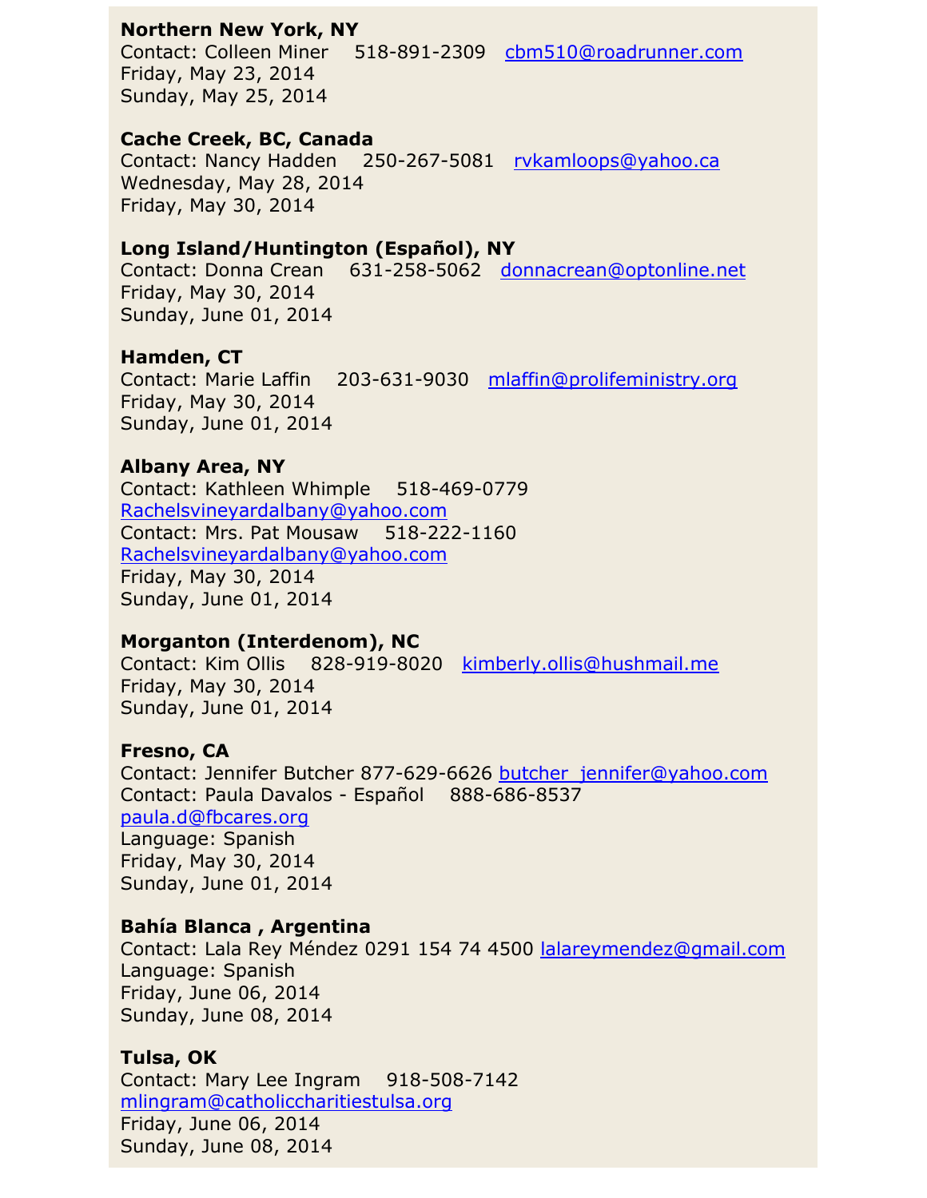**Northern New York, NY**
Contact: Colleen Miner 518-891-2309 cbm510@roadrunner.com
Friday, May 23, 2014
Sunday, May 25, 2014

**Cache Creek, BC, Canada**
Contact: Nancy Hadden 250-267-5081 rvkamloops@yahoo.ca
Wednesday, May 28, 2014
Friday, May 30, 2014

**Long Island/Huntington (Español), NY**
Contact: Donna Crean 631-258-5062 donnacrean@optonline.net
Friday, May 30, 2014
Sunday, June 01, 2014

**Hamden, CT**
Contact: Marie Laffin 203-631-9030 mlaffin@prolifeministry.org
Friday, May 30, 2014
Sunday, June 01, 2014

**Albany Area, NY**
Contact: Kathleen Whimple 518-469-0779
Rachelsvineyardalbany@yahoo.com
Contact: Mrs. Pat Mousaw 518-222-1160
Rachelsvineyardalbany@yahoo.com
Friday, May 30, 2014
Sunday, June 01, 2014

**Morganton (Interdenom), NC**
Contact: Kim Ollis 828-919-8020 kimberly.ollis@hushmail.me
Friday, May 30, 2014
Sunday, June 01, 2014

**Fresno, CA**
Contact: Jennifer Butcher 877-629-6626 butcher_jennifer@yahoo.com
Contact: Paula Davalos - Español 888-686-8537
paula.d@fbcares.org
Language: Spanish
Friday, May 30, 2014
Sunday, June 01, 2014

**Bahía Blanca , Argentina**
Contact: Lala Rey Méndez 0291 154 74 4500 lalareymendez@gmail.com
Language: Spanish
Friday, June 06, 2014
Sunday, June 08, 2014

**Tulsa, OK**
Contact: Mary Lee Ingram 918-508-7142
mlingram@catholiccharitiestulsa.org
Friday, June 06, 2014
Sunday, June 08, 2014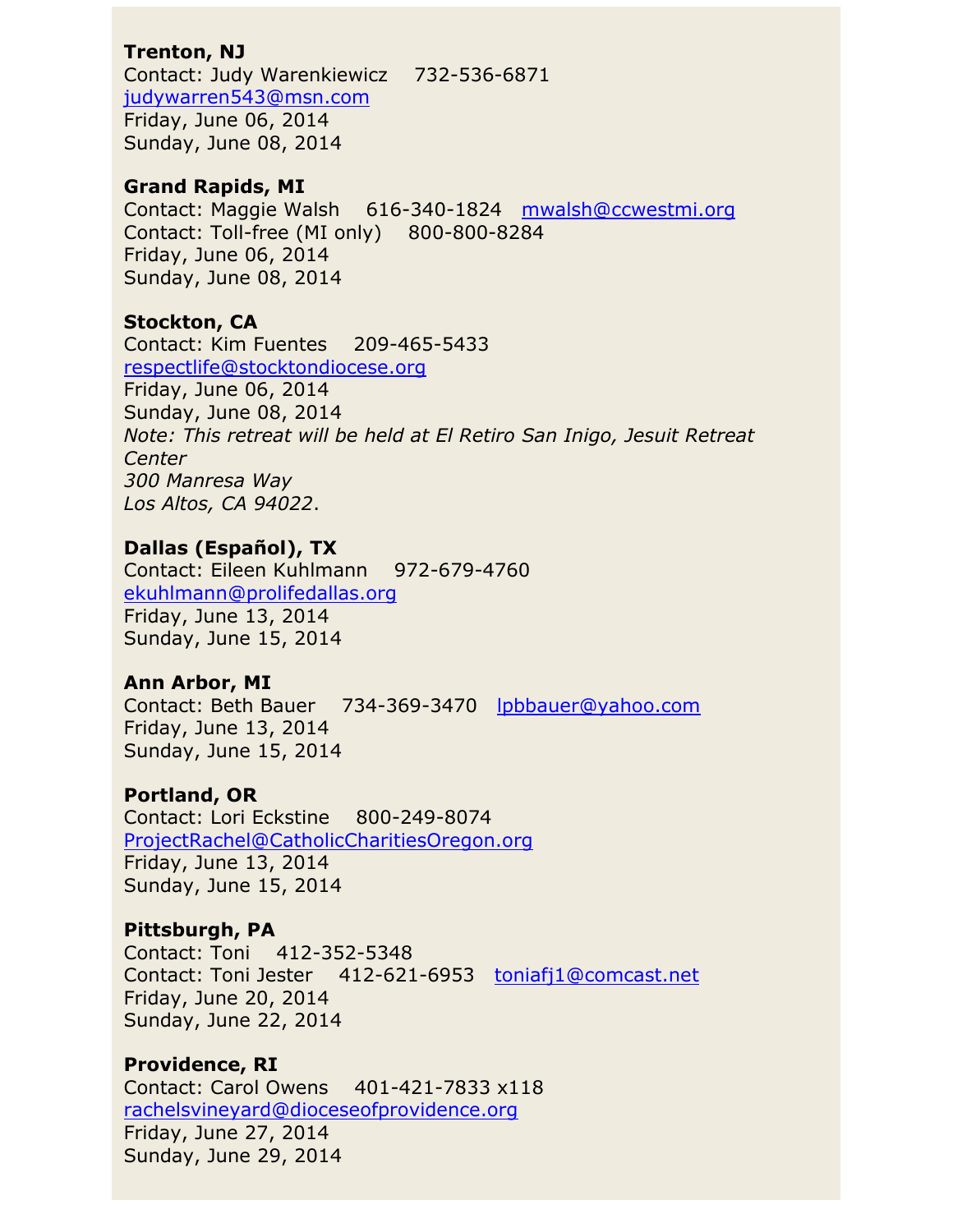**Trenton, NJ**
Contact: Judy Warenkiewicz 732-536-6871
judywarren543@msn.com
Friday, June 06, 2014
Sunday, June 08, 2014

**Grand Rapids, MI**
Contact: Maggie Walsh 616-340-1824 mwalsh@ccwestmi.org
Contact: Toll-free (MI only) 800-800-8284
Friday, June 06, 2014
Sunday, June 08, 2014

**Stockton, CA**
Contact: Kim Fuentes 209-465-5433
respectlife@stocktondiocese.org
Friday, June 06, 2014
Sunday, June 08, 2014
*Note: This retreat will be held at El Retiro San Inigo, Jesuit Retreat Center*
*300 Manresa Way*
*Los Altos, CA 94022*.

**Dallas (Español), TX**
Contact: Eileen Kuhlmann 972-679-4760
ekuhlmann@prolifedallas.org
Friday, June 13, 2014
Sunday, June 15, 2014

**Ann Arbor, MI**
Contact: Beth Bauer 734-369-3470 lpbbauer@yahoo.com
Friday, June 13, 2014
Sunday, June 15, 2014

**Portland, OR**
Contact: Lori Eckstine 800-249-8074
ProjectRachel@CatholicCharitiesOregon.org
Friday, June 13, 2014
Sunday, June 15, 2014

**Pittsburgh, PA**
Contact: Toni 412-352-5348
Contact: Toni Jester 412-621-6953 toniafj1@comcast.net
Friday, June 20, 2014
Sunday, June 22, 2014

**Providence, RI**
Contact: Carol Owens 401-421-7833 x118
rachelsvineyard@dioceseofprovidence.org
Friday, June 27, 2014
Sunday, June 29, 2014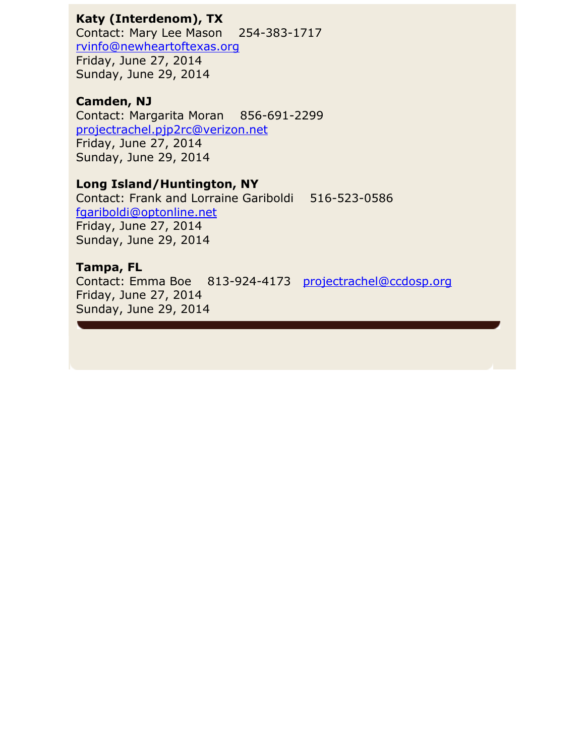**Katy (Interdenom), TX**
Contact: Mary Lee Mason 254-383-1717
rvinfo@newheartoftexas.org
Friday, June 27, 2014
Sunday, June 29, 2014

**Camden, NJ**
Contact: Margarita Moran 856-691-2299
projectrachel.pjp2rc@verizon.net
Friday, June 27, 2014
Sunday, June 29, 2014

**Long Island/Huntington, NY**
Contact: Frank and Lorraine Gariboldi 516-523-0586
fgariboldi@optonline.net
Friday, June 27, 2014
Sunday, June 29, 2014

**Tampa, FL**
Contact: Emma Boe 813-924-4173 projectrachel@ccdosp.org
Friday, June 27, 2014
Sunday, June 29, 2014